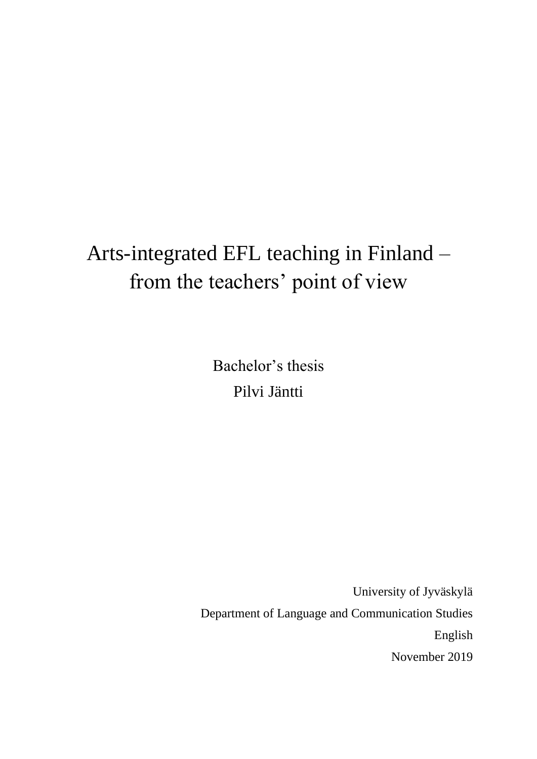# Arts-integrated EFL teaching in Finland – from the teachers' point of view

Bachelor's thesis

Pilvi Jäntti

University of Jyväskylä

Department of Language and Communication Studies

English

November 2019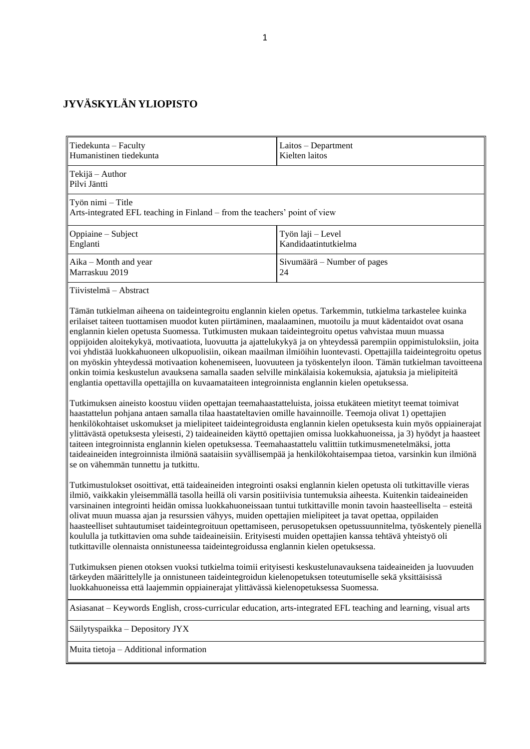**JYVÄSKYLÄN YLIOPISTO**

| Tiedekunta – Faculty<br>Humanistinen tiedekunta | Laitos – Department<br>Kielten laitos |
|---|---|
| Tekijä – Author<br>Pilvi Jäntti | |
| Työn nimi – Title<br>Arts-integrated EFL teaching in Finland – from the teachers' point of view | |
| Oppiaine – Subject<br>Englanti | Työn laji – Level<br>Kandidaatintutkielma |
| Aika – Month and year<br>Marraskuu 2019 | Sivumäärä – Number of pages<br>24 |

Tiivistelmä – Abstract

Tämän tutkielman aiheena on taideintegroitu englannin kielen opetus. Tarkemmin, tutkielma tarkastelee kuinka erilaiset taiteen tuottamisen muodot kuten piirtäminen, maalaaminen, muotoilu ja muut kädentaidot ovat osana englannin kielen opetusta Suomessa. Tutkimusten mukaan taideintegroitu opetus vahvistaa muun muassa oppijoiden aloitekykyä, motivaatiota, luovuutta ja ajattelukykyä ja on yhteydessä parempiin oppimistuloksiin, joita voi yhdistää luokkahuoneen ulkopuolisiin, oikean maailman ilmiöihin luontevasti. Opettajilla taideintegroitu opetus on myöskin yhteydessä motivaation kohenemiseen, luovuuteen ja työskentelyn iloon. Tämän tutkielman tavoitteena onkin toimia keskustelun avauksena samalla saaden selville minkälaisia kokemuksia, ajatuksia ja mielipiteitä englantia opettavilla opettajilla on kuvaamataiteen integroinnista englannin kielen opetuksessa.

Tutkimuksen aineisto koostuu viiden opettajan teemahaastatteluista, joissa etukäteen mietityt teemat toimivat haastattelun pohjana antaen samalla tilaa haastateltavien omille havainnoille. Teemoja olivat 1) opettajien henkilökohtaiset uskomukset ja mielipiteet taideintegroidusta englannin kielen opetuksesta kuin myös oppiainerajat ylittävästä opetuksesta yleisesti, 2) taideaineiden käyttö opettajien omissa luokkahuoneissa, ja 3) hyödyt ja haasteet taiteen integroinnista englannin kielen opetuksessa. Teemahaastattelu valittiin tutkimusmenetelmäksi, jotta taideaineiden integroinnista ilmiönä saataisiin syvällisempää ja henkilökohtaisempaa tietoa, varsinkin kun ilmiönä se on vähemmän tunnettu ja tutkittu.

Tutkimustulokset osoittivat, että taideaineiden integrointi osaksi englannin kielen opetusta oli tutkittaville vieras ilmiö, vaikkakin yleisemmällä tasolla heillä oli varsin positiivisia tuntemuksia aiheesta. Kuitenkin taideaineiden varsinainen integrointi heidän omissa luokkahuoneissaan tuntui tutkittaville monin tavoin haasteelliselta – esteitä olivat muun muassa ajan ja resurssien vähyys, muiden opettajien mielipiteet ja tavat opettaa, oppilaiden haasteelliset suhtautumiset taideintegroituun opettamiseen, perusopetuksen opetussuunnitelma, työskentely pienellä koululla ja tutkittavien oma suhde taideaineisiin. Erityisesti muiden opettajien kanssa tehtävä yhteistyö oli tutkittaville olennaista onnistuneessa taideintegroidussa englannin kielen opetuksessa.

Tutkimuksen pienen otoksen vuoksi tutkielma toimii erityisesti keskustelunavauksena taideaineiden ja luovuuden tärkeyden määrittelylle ja onnistuneen taideintegroidun kielenopetuksen toteutumiselle sekä yksittäisissä luokkahuoneissa että laajemmin oppiainerajat ylittävässä kielenopetuksessa Suomessa.

Asiasanat – Keywords English, cross-curricular education, arts-integrated EFL teaching and learning, visual arts

Säilytyspaikka – Depository JYX

Muita tietoja – Additional information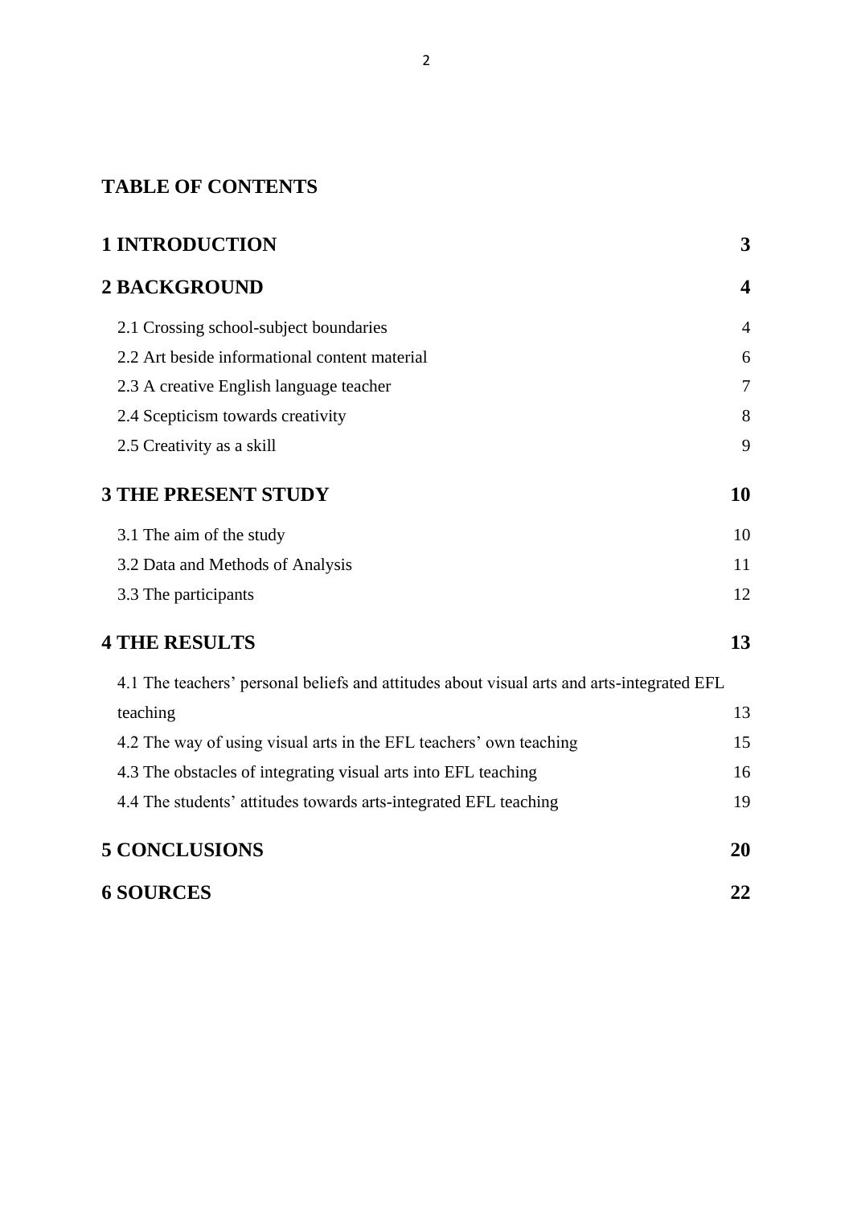# TABLE OF CONTENTS

**1 INTRODUCTION** **3**

**2 BACKGROUND** **4**

2.1 Crossing school-subject boundaries 4

2.2 Art beside informational content material 6

2.3 A creative English language teacher 7

2.4 Scepticism towards creativity 8

2.5 Creativity as a skill 9

**3 THE PRESENT STUDY** **10**

3.1 The aim of the study 10

3.2 Data and Methods of Analysis 11

3.3 The participants 12

**4 THE RESULTS** **13**

4.1 The teachers' personal beliefs and attitudes about visual arts and arts-integrated EFL teaching 13

4.2 The way of using visual arts in the EFL teachers' own teaching 15

4.3 The obstacles of integrating visual arts into EFL teaching 16

4.4 The students' attitudes towards arts-integrated EFL teaching 19

**5 CONCLUSIONS** **20**

**6 SOURCES** **22**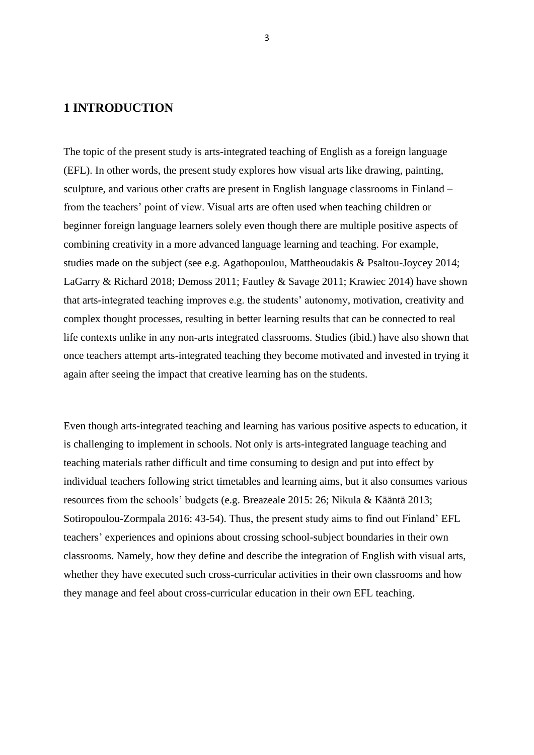# 1 INTRODUCTION

The topic of the present study is arts-integrated teaching of English as a foreign language (EFL). In other words, the present study explores how visual arts like drawing, painting, sculpture, and various other crafts are present in English language classrooms in Finland – from the teachers' point of view. Visual arts are often used when teaching children or beginner foreign language learners solely even though there are multiple positive aspects of combining creativity in a more advanced language learning and teaching. For example, studies made on the subject (see e.g. Agathopoulou, Mattheoudakis & Psaltou-Joycey 2014; LaGarry & Richard 2018; Demoss 2011; Fautley & Savage 2011; Krawiec 2014) have shown that arts-integrated teaching improves e.g. the students' autonomy, motivation, creativity and complex thought processes, resulting in better learning results that can be connected to real life contexts unlike in any non-arts integrated classrooms. Studies (ibid.) have also shown that once teachers attempt arts-integrated teaching they become motivated and invested in trying it again after seeing the impact that creative learning has on the students.

Even though arts-integrated teaching and learning has various positive aspects to education, it is challenging to implement in schools. Not only is arts-integrated language teaching and teaching materials rather difficult and time consuming to design and put into effect by individual teachers following strict timetables and learning aims, but it also consumes various resources from the schools' budgets (e.g. Breazeale 2015: 26; Nikula & Kääntä 2013; Sotiropoulou-Zormpala 2016: 43-54). Thus, the present study aims to find out Finland' EFL teachers' experiences and opinions about crossing school-subject boundaries in their own classrooms. Namely, how they define and describe the integration of English with visual arts, whether they have executed such cross-curricular activities in their own classrooms and how they manage and feel about cross-curricular education in their own EFL teaching.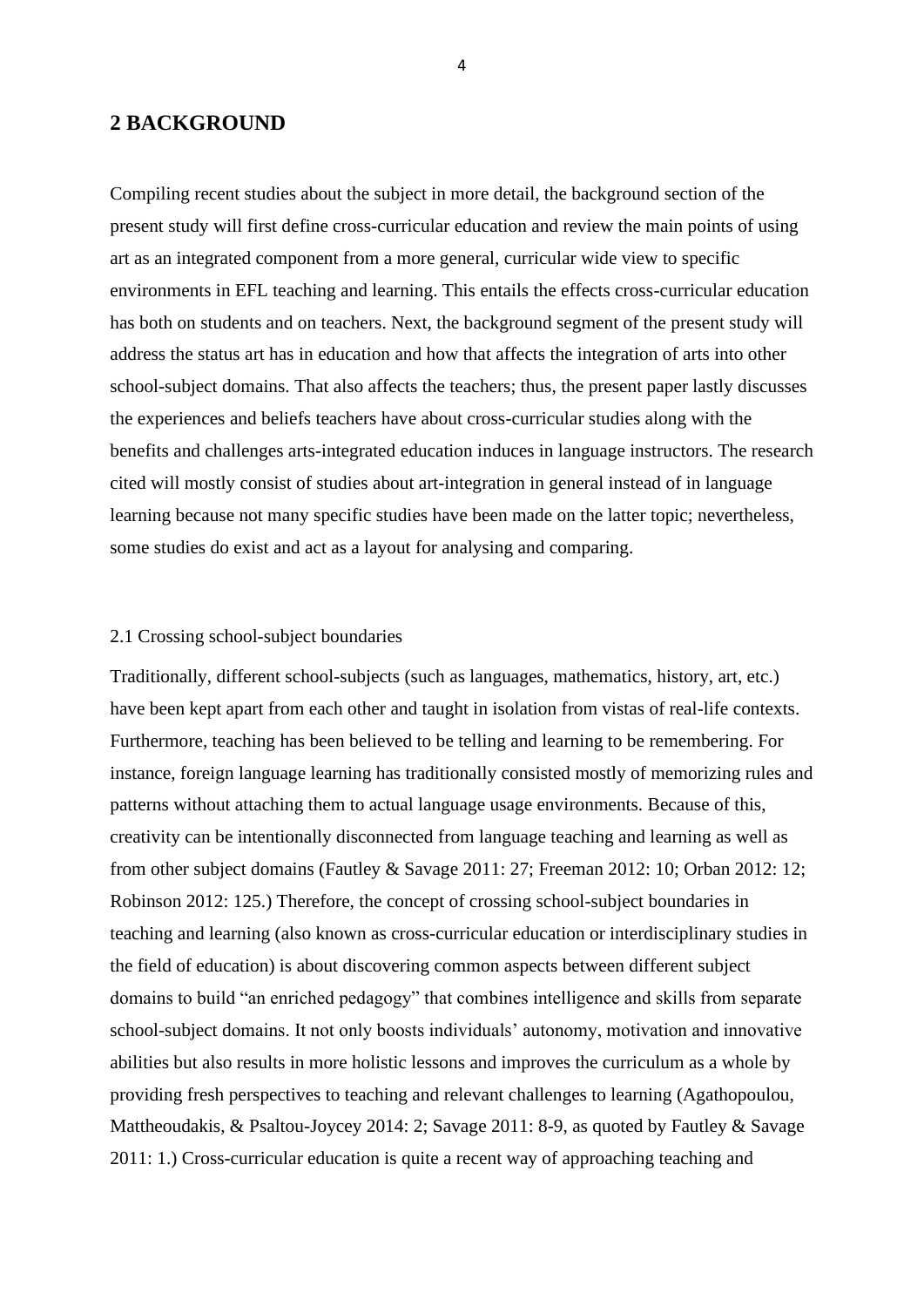## 2 BACKGROUND

Compiling recent studies about the subject in more detail, the background section of the present study will first define cross-curricular education and review the main points of using art as an integrated component from a more general, curricular wide view to specific environments in EFL teaching and learning. This entails the effects cross-curricular education has both on students and on teachers. Next, the background segment of the present study will address the status art has in education and how that affects the integration of arts into other school-subject domains. That also affects the teachers; thus, the present paper lastly discusses the experiences and beliefs teachers have about cross-curricular studies along with the benefits and challenges arts-integrated education induces in language instructors. The research cited will mostly consist of studies about art-integration in general instead of in language learning because not many specific studies have been made on the latter topic; nevertheless, some studies do exist and act as a layout for analysing and comparing.

### 2.1 Crossing school-subject boundaries

Traditionally, different school-subjects (such as languages, mathematics, history, art, etc.) have been kept apart from each other and taught in isolation from vistas of real-life contexts. Furthermore, teaching has been believed to be telling and learning to be remembering. For instance, foreign language learning has traditionally consisted mostly of memorizing rules and patterns without attaching them to actual language usage environments. Because of this, creativity can be intentionally disconnected from language teaching and learning as well as from other subject domains (Fautley & Savage 2011: 27; Freeman 2012: 10; Orban 2012: 12; Robinson 2012: 125.) Therefore, the concept of crossing school-subject boundaries in teaching and learning (also known as cross-curricular education or interdisciplinary studies in the field of education) is about discovering common aspects between different subject domains to build "an enriched pedagogy" that combines intelligence and skills from separate school-subject domains. It not only boosts individuals' autonomy, motivation and innovative abilities but also results in more holistic lessons and improves the curriculum as a whole by providing fresh perspectives to teaching and relevant challenges to learning (Agathopoulou, Mattheoudakis, & Psaltou-Joycey 2014: 2; Savage 2011: 8-9, as quoted by Fautley & Savage 2011: 1.) Cross-curricular education is quite a recent way of approaching teaching and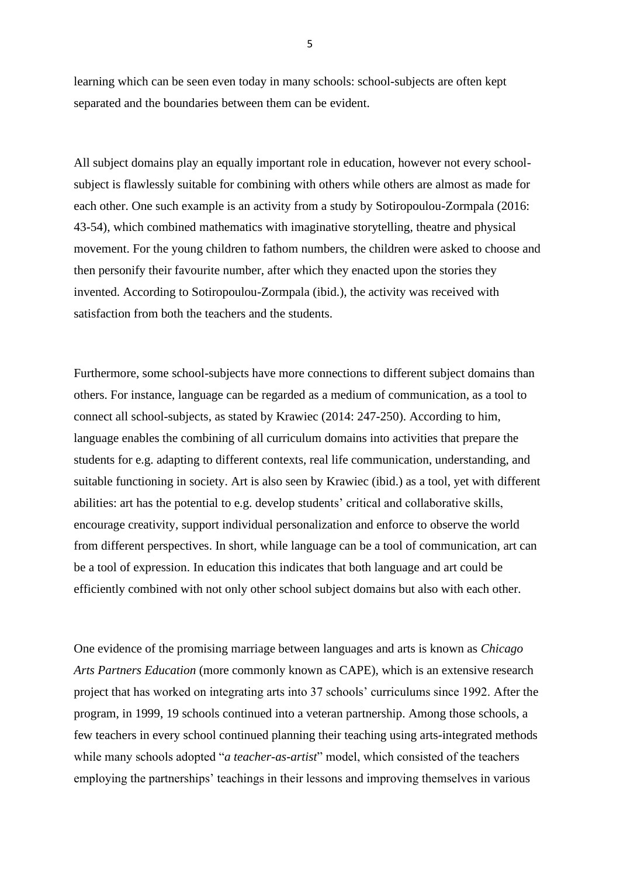learning which can be seen even today in many schools: school-subjects are often kept separated and the boundaries between them can be evident.

All subject domains play an equally important role in education, however not every school-subject is flawlessly suitable for combining with others while others are almost as made for each other. One such example is an activity from a study by Sotiropoulou-Zormpala (2016: 43-54), which combined mathematics with imaginative storytelling, theatre and physical movement. For the young children to fathom numbers, the children were asked to choose and then personify their favourite number, after which they enacted upon the stories they invented. According to Sotiropoulou-Zormpala (ibid.), the activity was received with satisfaction from both the teachers and the students.

Furthermore, some school-subjects have more connections to different subject domains than others. For instance, language can be regarded as a medium of communication, as a tool to connect all school-subjects, as stated by Krawiec (2014: 247-250). According to him, language enables the combining of all curriculum domains into activities that prepare the students for e.g. adapting to different contexts, real life communication, understanding, and suitable functioning in society. Art is also seen by Krawiec (ibid.) as a tool, yet with different abilities: art has the potential to e.g. develop students' critical and collaborative skills, encourage creativity, support individual personalization and enforce to observe the world from different perspectives. In short, while language can be a tool of communication, art can be a tool of expression. In education this indicates that both language and art could be efficiently combined with not only other school subject domains but also with each other.

One evidence of the promising marriage between languages and arts is known as *Chicago Arts Partners Education* (more commonly known as CAPE), which is an extensive research project that has worked on integrating arts into 37 schools' curriculums since 1992. After the program, in 1999, 19 schools continued into a veteran partnership. Among those schools, a few teachers in every school continued planning their teaching using arts-integrated methods while many schools adopted "*a teacher-as-artist*" model, which consisted of the teachers employing the partnerships' teachings in their lessons and improving themselves in various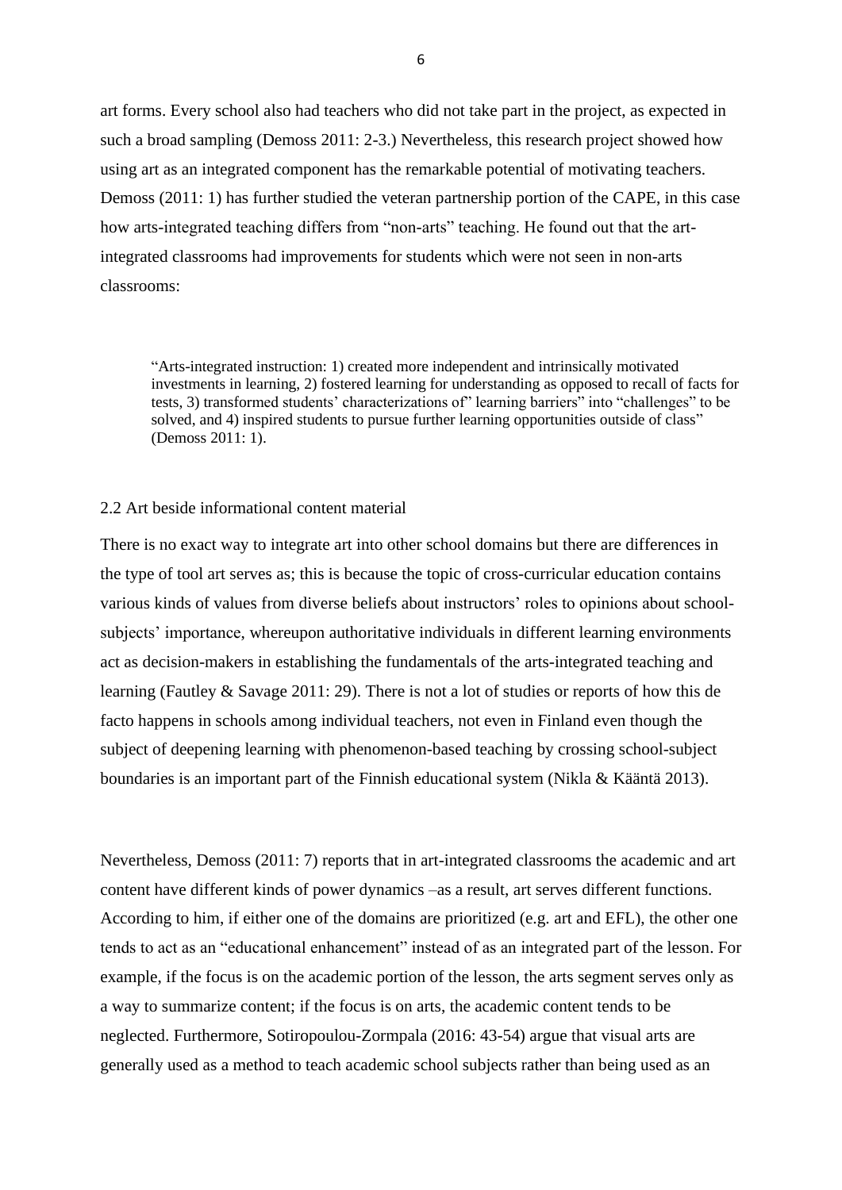art forms. Every school also had teachers who did not take part in the project, as expected in such a broad sampling (Demoss 2011: 2-3.) Nevertheless, this research project showed how using art as an integrated component has the remarkable potential of motivating teachers. Demoss (2011: 1) has further studied the veteran partnership portion of the CAPE, in this case how arts-integrated teaching differs from "non-arts" teaching. He found out that the art-integrated classrooms had improvements for students which were not seen in non-arts classrooms:

> "Arts-integrated instruction: 1) created more independent and intrinsically motivated investments in learning, 2) fostered learning for understanding as opposed to recall of facts for tests, 3) transformed students' characterizations of" learning barriers" into "challenges" to be solved, and 4) inspired students to pursue further learning opportunities outside of class" (Demoss 2011: 1).

### 2.2 Art beside informational content material

There is no exact way to integrate art into other school domains but there are differences in the type of tool art serves as; this is because the topic of cross-curricular education contains various kinds of values from diverse beliefs about instructors' roles to opinions about school-subjects' importance, whereupon authoritative individuals in different learning environments act as decision-makers in establishing the fundamentals of the arts-integrated teaching and learning (Fautley & Savage 2011: 29). There is not a lot of studies or reports of how this de facto happens in schools among individual teachers, not even in Finland even though the subject of deepening learning with phenomenon-based teaching by crossing school-subject boundaries is an important part of the Finnish educational system (Nikla & Kääntä 2013).

Nevertheless, Demoss (2011: 7) reports that in art-integrated classrooms the academic and art content have different kinds of power dynamics –as a result, art serves different functions. According to him, if either one of the domains are prioritized (e.g. art and EFL), the other one tends to act as an "educational enhancement" instead of as an integrated part of the lesson. For example, if the focus is on the academic portion of the lesson, the arts segment serves only as a way to summarize content; if the focus is on arts, the academic content tends to be neglected. Furthermore, Sotiropoulou-Zormpala (2016: 43-54) argue that visual arts are generally used as a method to teach academic school subjects rather than being used as an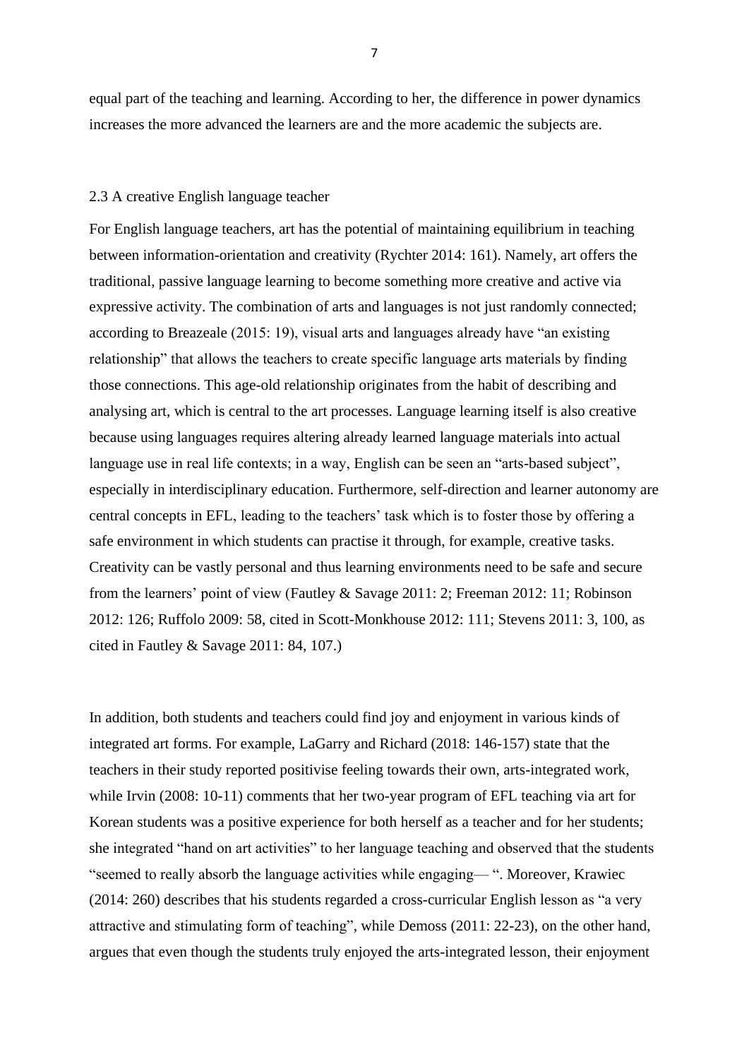equal part of the teaching and learning. According to her, the difference in power dynamics increases the more advanced the learners are and the more academic the subjects are.

### 2.3 A creative English language teacher

For English language teachers, art has the potential of maintaining equilibrium in teaching between information-orientation and creativity (Rychter 2014: 161). Namely, art offers the traditional, passive language learning to become something more creative and active via expressive activity. The combination of arts and languages is not just randomly connected; according to Breazeale (2015: 19), visual arts and languages already have "an existing relationship" that allows the teachers to create specific language arts materials by finding those connections. This age-old relationship originates from the habit of describing and analysing art, which is central to the art processes. Language learning itself is also creative because using languages requires altering already learned language materials into actual language use in real life contexts; in a way, English can be seen an "arts-based subject", especially in interdisciplinary education. Furthermore, self-direction and learner autonomy are central concepts in EFL, leading to the teachers' task which is to foster those by offering a safe environment in which students can practise it through, for example, creative tasks. Creativity can be vastly personal and thus learning environments need to be safe and secure from the learners' point of view (Fautley & Savage 2011: 2; Freeman 2012: 11; Robinson 2012: 126; Ruffolo 2009: 58, cited in Scott-Monkhouse 2012: 111; Stevens 2011: 3, 100, as cited in Fautley & Savage 2011: 84, 107.)

In addition, both students and teachers could find joy and enjoyment in various kinds of integrated art forms. For example, LaGarry and Richard (2018: 146-157) state that the teachers in their study reported positivise feeling towards their own, arts-integrated work, while Irvin (2008: 10-11) comments that her two-year program of EFL teaching via art for Korean students was a positive experience for both herself as a teacher and for her students; she integrated "hand on art activities" to her language teaching and observed that the students "seemed to really absorb the language activities while engaging— ". Moreover, Krawiec (2014: 260) describes that his students regarded a cross-curricular English lesson as "a very attractive and stimulating form of teaching", while Demoss (2011: 22-23), on the other hand, argues that even though the students truly enjoyed the arts-integrated lesson, their enjoyment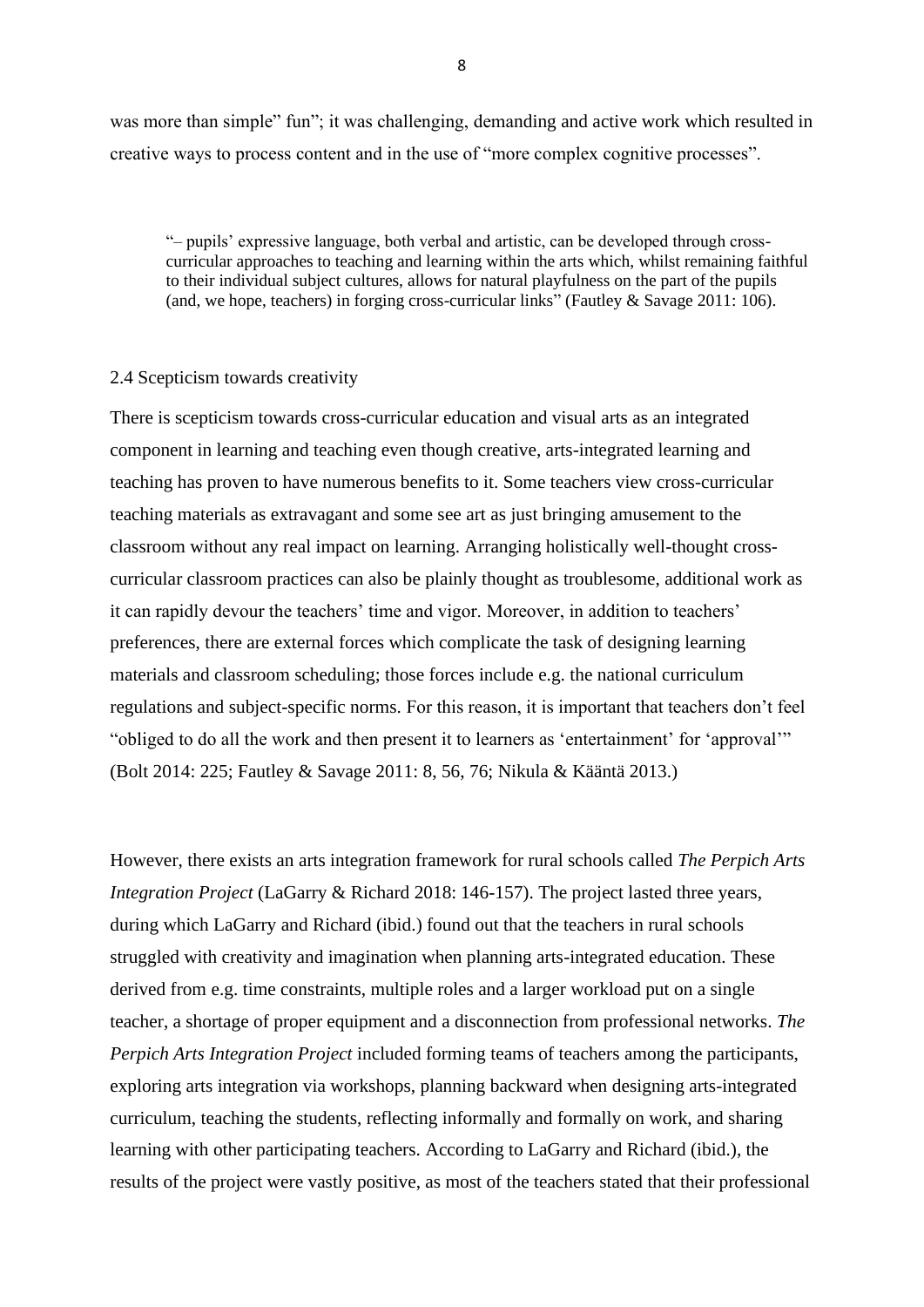was more than simple" fun"; it was challenging, demanding and active work which resulted in creative ways to process content and in the use of "more complex cognitive processes".

> "– pupils' expressive language, both verbal and artistic, can be developed through cross-curricular approaches to teaching and learning within the arts which, whilst remaining faithful to their individual subject cultures, allows for natural playfulness on the part of the pupils (and, we hope, teachers) in forging cross-curricular links" (Fautley & Savage 2011: 106).

### 2.4 Scepticism towards creativity

There is scepticism towards cross-curricular education and visual arts as an integrated component in learning and teaching even though creative, arts-integrated learning and teaching has proven to have numerous benefits to it. Some teachers view cross-curricular teaching materials as extravagant and some see art as just bringing amusement to the classroom without any real impact on learning. Arranging holistically well-thought cross-curricular classroom practices can also be plainly thought as troublesome, additional work as it can rapidly devour the teachers' time and vigor. Moreover, in addition to teachers' preferences, there are external forces which complicate the task of designing learning materials and classroom scheduling; those forces include e.g. the national curriculum regulations and subject-specific norms. For this reason, it is important that teachers don't feel "obliged to do all the work and then present it to learners as 'entertainment' for 'approval'" (Bolt 2014: 225; Fautley & Savage 2011: 8, 56, 76; Nikula & Kääntä 2013.)

However, there exists an arts integration framework for rural schools called *The Perpich Arts Integration Project* (LaGarry & Richard 2018: 146-157). The project lasted three years, during which LaGarry and Richard (ibid.) found out that the teachers in rural schools struggled with creativity and imagination when planning arts-integrated education. These derived from e.g. time constraints, multiple roles and a larger workload put on a single teacher, a shortage of proper equipment and a disconnection from professional networks. *The Perpich Arts Integration Project* included forming teams of teachers among the participants, exploring arts integration via workshops, planning backward when designing arts-integrated curriculum, teaching the students, reflecting informally and formally on work, and sharing learning with other participating teachers. According to LaGarry and Richard (ibid.), the results of the project were vastly positive, as most of the teachers stated that their professional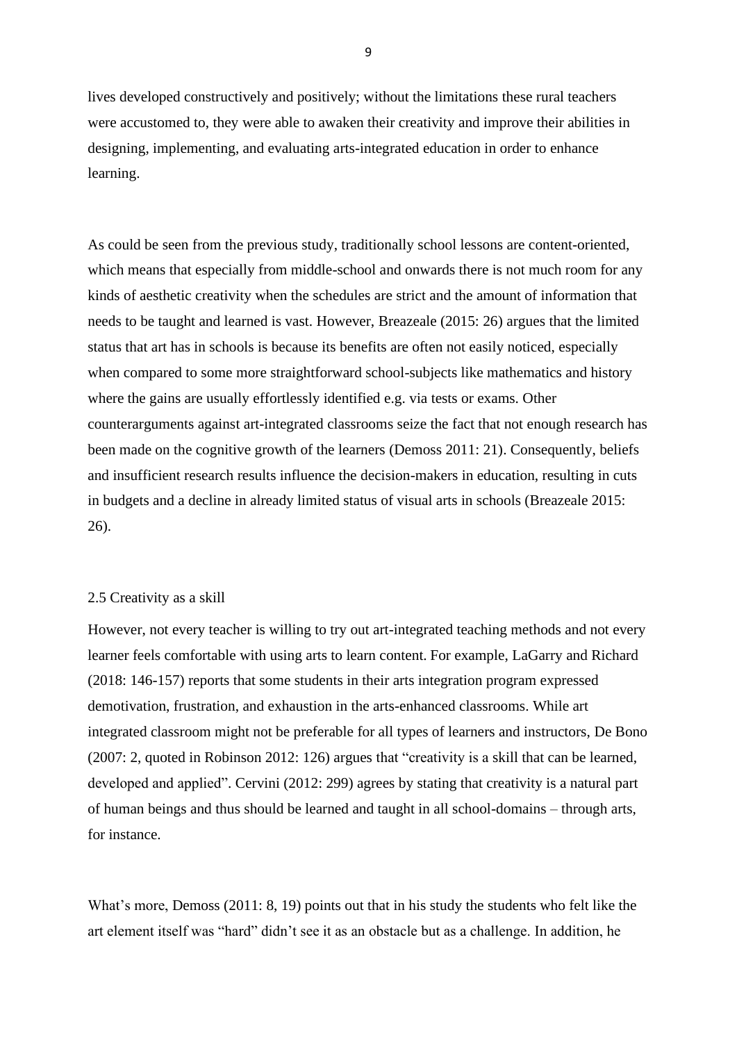lives developed constructively and positively; without the limitations these rural teachers were accustomed to, they were able to awaken their creativity and improve their abilities in designing, implementing, and evaluating arts-integrated education in order to enhance learning.

As could be seen from the previous study, traditionally school lessons are content-oriented, which means that especially from middle-school and onwards there is not much room for any kinds of aesthetic creativity when the schedules are strict and the amount of information that needs to be taught and learned is vast. However, Breazeale (2015: 26) argues that the limited status that art has in schools is because its benefits are often not easily noticed, especially when compared to some more straightforward school-subjects like mathematics and history where the gains are usually effortlessly identified e.g. via tests or exams. Other counterarguments against art-integrated classrooms seize the fact that not enough research has been made on the cognitive growth of the learners (Demoss 2011: 21). Consequently, beliefs and insufficient research results influence the decision-makers in education, resulting in cuts in budgets and a decline in already limited status of visual arts in schools (Breazeale 2015: 26).

### 2.5 Creativity as a skill

However, not every teacher is willing to try out art-integrated teaching methods and not every learner feels comfortable with using arts to learn content. For example, LaGarry and Richard (2018: 146-157) reports that some students in their arts integration program expressed demotivation, frustration, and exhaustion in the arts-enhanced classrooms. While art integrated classroom might not be preferable for all types of learners and instructors, De Bono (2007: 2, quoted in Robinson 2012: 126) argues that "creativity is a skill that can be learned, developed and applied". Cervini (2012: 299) agrees by stating that creativity is a natural part of human beings and thus should be learned and taught in all school-domains – through arts, for instance.

What's more, Demoss (2011: 8, 19) points out that in his study the students who felt like the art element itself was "hard" didn't see it as an obstacle but as a challenge. In addition, he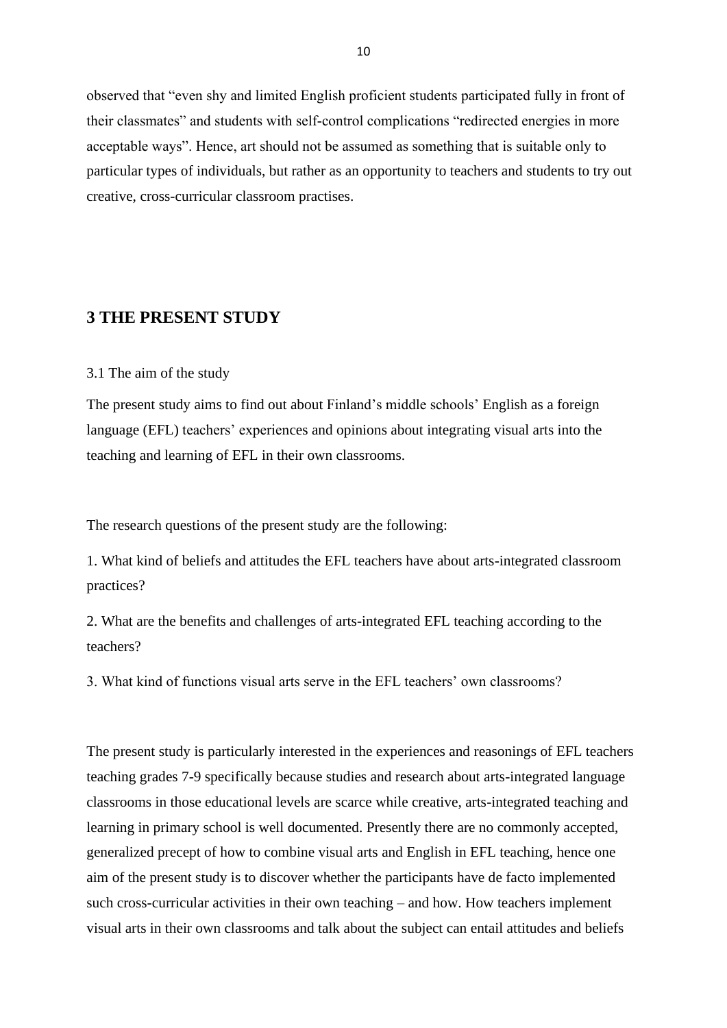observed that "even shy and limited English proficient students participated fully in front of their classmates" and students with self-control complications "redirected energies in more acceptable ways". Hence, art should not be assumed as something that is suitable only to particular types of individuals, but rather as an opportunity to teachers and students to try out creative, cross-curricular classroom practises.

# 3 THE PRESENT STUDY

## 3.1 The aim of the study

The present study aims to find out about Finland's middle schools' English as a foreign language (EFL) teachers' experiences and opinions about integrating visual arts into the teaching and learning of EFL in their own classrooms.

The research questions of the present study are the following:

1. What kind of beliefs and attitudes the EFL teachers have about arts-integrated classroom practices?

2. What are the benefits and challenges of arts-integrated EFL teaching according to the teachers?

3. What kind of functions visual arts serve in the EFL teachers' own classrooms?

The present study is particularly interested in the experiences and reasonings of EFL teachers teaching grades 7-9 specifically because studies and research about arts-integrated language classrooms in those educational levels are scarce while creative, arts-integrated teaching and learning in primary school is well documented. Presently there are no commonly accepted, generalized precept of how to combine visual arts and English in EFL teaching, hence one aim of the present study is to discover whether the participants have de facto implemented such cross-curricular activities in their own teaching – and how. How teachers implement visual arts in their own classrooms and talk about the subject can entail attitudes and beliefs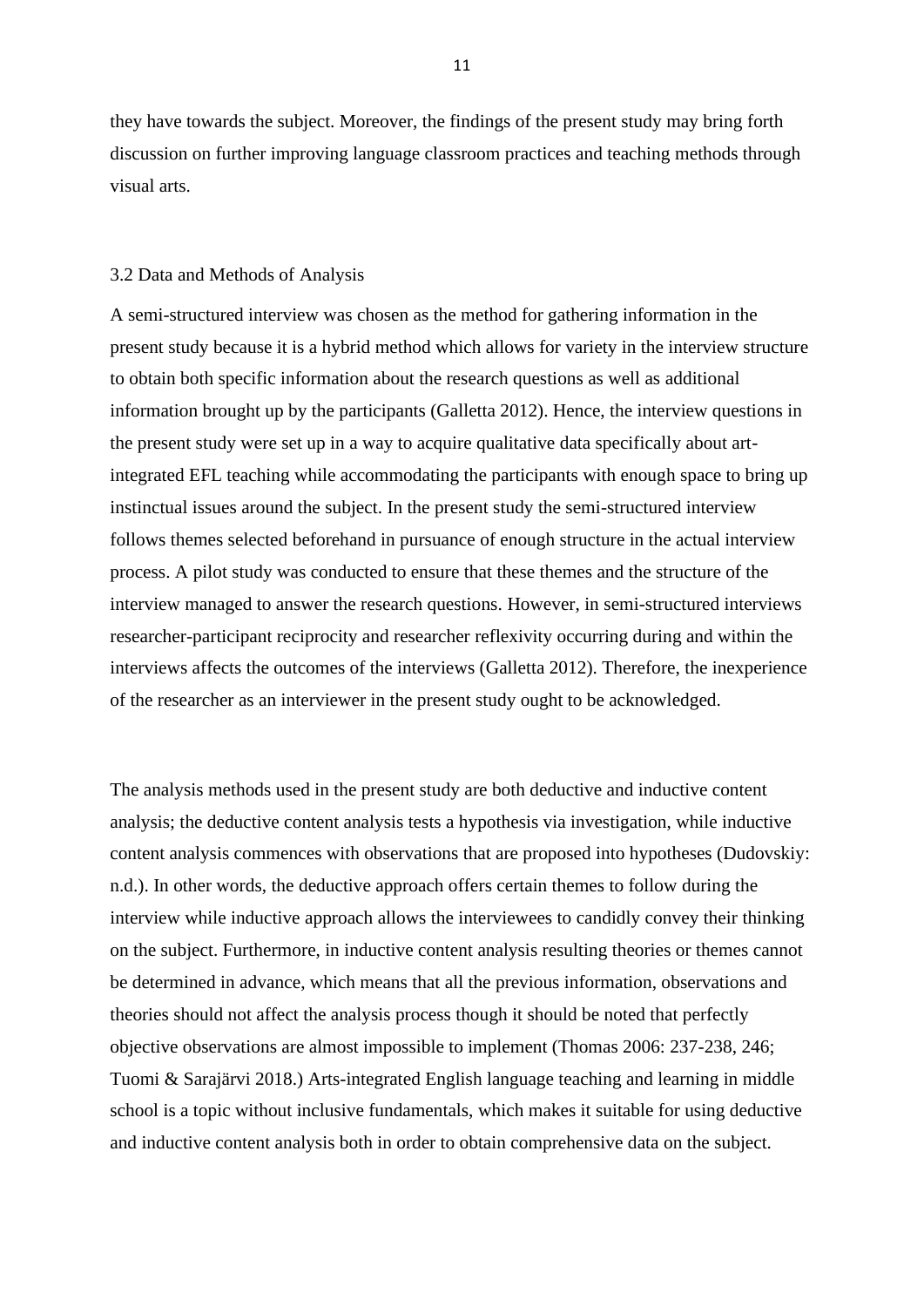they have towards the subject. Moreover, the findings of the present study may bring forth discussion on further improving language classroom practices and teaching methods through visual arts.

### 3.2 Data and Methods of Analysis

A semi-structured interview was chosen as the method for gathering information in the present study because it is a hybrid method which allows for variety in the interview structure to obtain both specific information about the research questions as well as additional information brought up by the participants (Galletta 2012). Hence, the interview questions in the present study were set up in a way to acquire qualitative data specifically about art-integrated EFL teaching while accommodating the participants with enough space to bring up instinctual issues around the subject. In the present study the semi-structured interview follows themes selected beforehand in pursuance of enough structure in the actual interview process. A pilot study was conducted to ensure that these themes and the structure of the interview managed to answer the research questions. However, in semi-structured interviews researcher-participant reciprocity and researcher reflexivity occurring during and within the interviews affects the outcomes of the interviews (Galletta 2012). Therefore, the inexperience of the researcher as an interviewer in the present study ought to be acknowledged.

The analysis methods used in the present study are both deductive and inductive content analysis; the deductive content analysis tests a hypothesis via investigation, while inductive content analysis commences with observations that are proposed into hypotheses (Dudovskiy: n.d.). In other words, the deductive approach offers certain themes to follow during the interview while inductive approach allows the interviewees to candidly convey their thinking on the subject. Furthermore, in inductive content analysis resulting theories or themes cannot be determined in advance, which means that all the previous information, observations and theories should not affect the analysis process though it should be noted that perfectly objective observations are almost impossible to implement (Thomas 2006: 237-238, 246; Tuomi & Sarajärvi 2018.) Arts-integrated English language teaching and learning in middle school is a topic without inclusive fundamentals, which makes it suitable for using deductive and inductive content analysis both in order to obtain comprehensive data on the subject.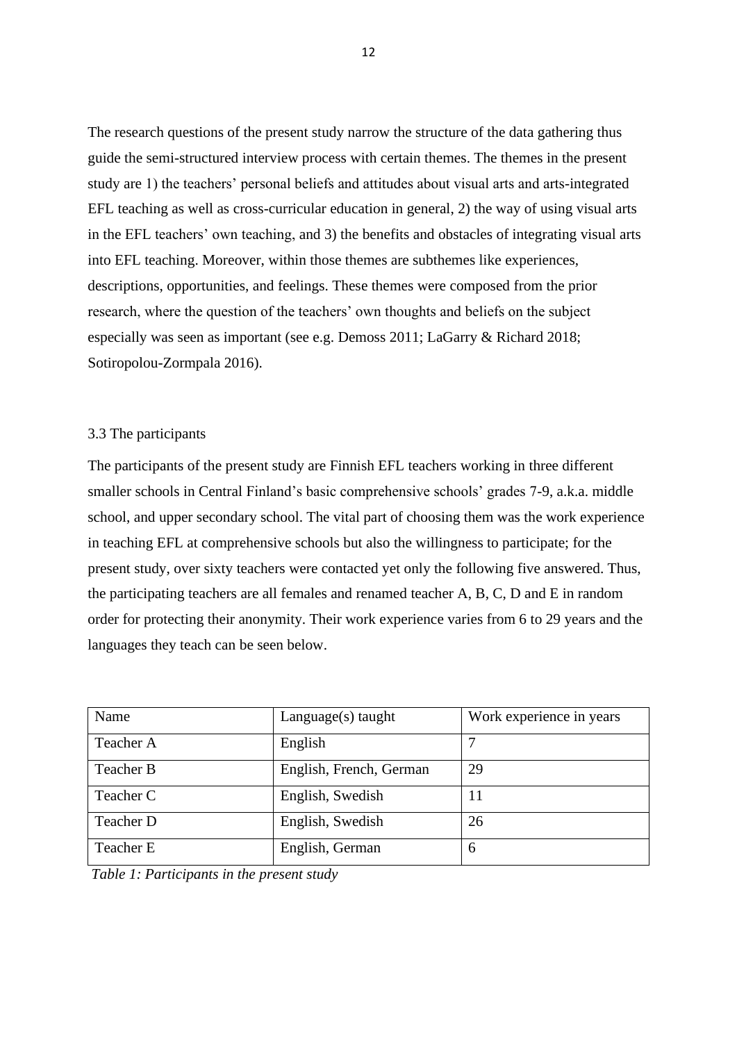The research questions of the present study narrow the structure of the data gathering thus guide the semi-structured interview process with certain themes. The themes in the present study are 1) the teachers' personal beliefs and attitudes about visual arts and arts-integrated EFL teaching as well as cross-curricular education in general, 2) the way of using visual arts in the EFL teachers' own teaching, and 3) the benefits and obstacles of integrating visual arts into EFL teaching. Moreover, within those themes are subthemes like experiences, descriptions, opportunities, and feelings. These themes were composed from the prior research, where the question of the teachers' own thoughts and beliefs on the subject especially was seen as important (see e.g. Demoss 2011; LaGarry & Richard 2018; Sotiropolou-Zormpala 2016).

### 3.3 The participants

The participants of the present study are Finnish EFL teachers working in three different smaller schools in Central Finland's basic comprehensive schools' grades 7-9, a.k.a. middle school, and upper secondary school. The vital part of choosing them was the work experience in teaching EFL at comprehensive schools but also the willingness to participate; for the present study, over sixty teachers were contacted yet only the following five answered. Thus, the participating teachers are all females and renamed teacher A, B, C, D and E in random order for protecting their anonymity. Their work experience varies from 6 to 29 years and the languages they teach can be seen below.

| Name | Language(s) taught | Work experience in years |
|---|---|---|
| Teacher A | English | 7 |
| Teacher B | English, French, German | 29 |
| Teacher C | English, Swedish | 11 |
| Teacher D | English, Swedish | 26 |
| Teacher E | English, German | 6 |

*Table 1: Participants in the present study*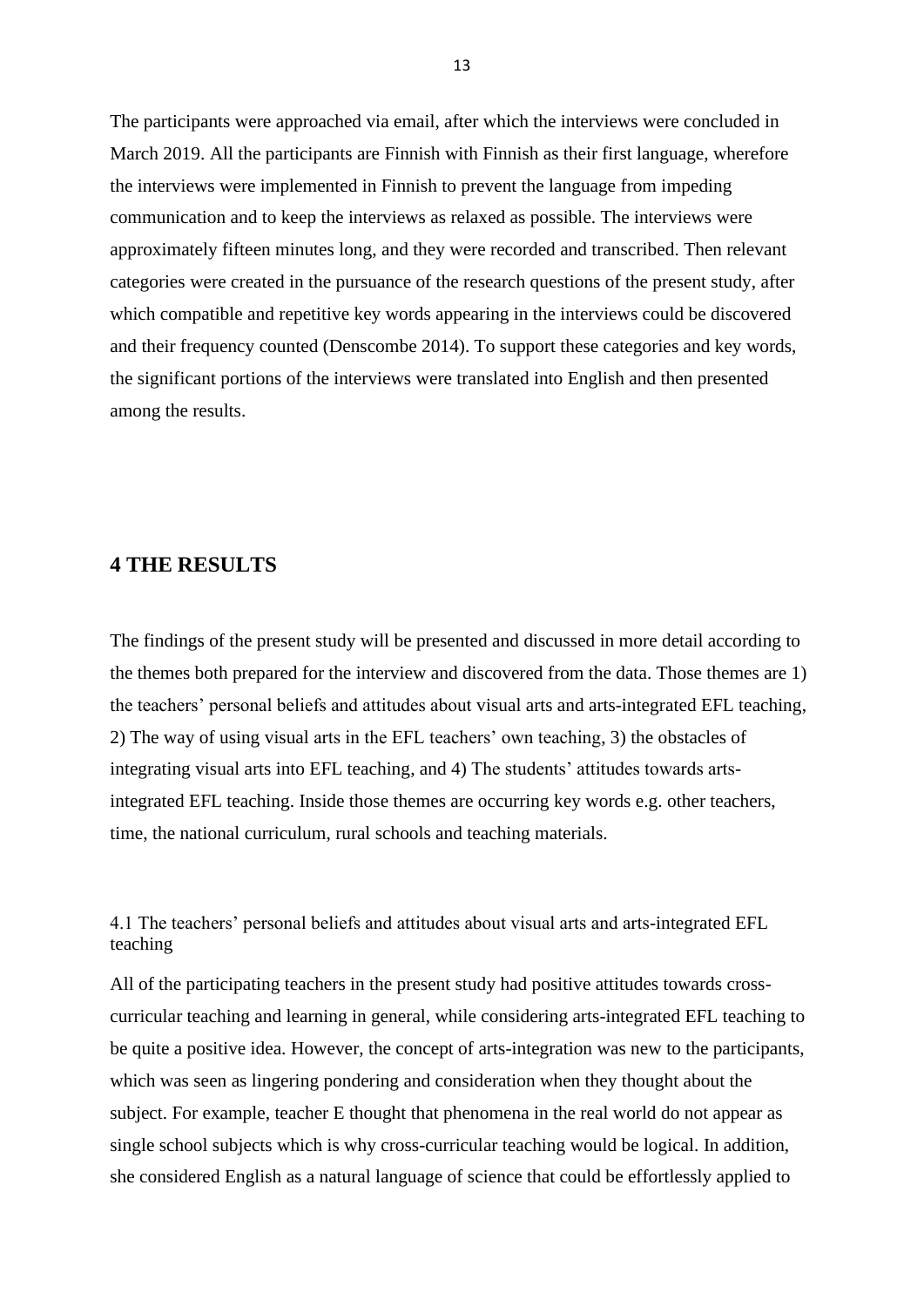The participants were approached via email, after which the interviews were concluded in March 2019. All the participants are Finnish with Finnish as their first language, wherefore the interviews were implemented in Finnish to prevent the language from impeding communication and to keep the interviews as relaxed as possible. The interviews were approximately fifteen minutes long, and they were recorded and transcribed. Then relevant categories were created in the pursuance of the research questions of the present study, after which compatible and repetitive key words appearing in the interviews could be discovered and their frequency counted (Denscombe 2014). To support these categories and key words, the significant portions of the interviews were translated into English and then presented among the results.

# 4 THE RESULTS

The findings of the present study will be presented and discussed in more detail according to the themes both prepared for the interview and discovered from the data. Those themes are 1) the teachers' personal beliefs and attitudes about visual arts and arts-integrated EFL teaching, 2) The way of using visual arts in the EFL teachers' own teaching, 3) the obstacles of integrating visual arts into EFL teaching, and 4) The students' attitudes towards arts-integrated EFL teaching. Inside those themes are occurring key words e.g. other teachers, time, the national curriculum, rural schools and teaching materials.

## 4.1 The teachers' personal beliefs and attitudes about visual arts and arts-integrated EFL teaching

All of the participating teachers in the present study had positive attitudes towards cross-curricular teaching and learning in general, while considering arts-integrated EFL teaching to be quite a positive idea. However, the concept of arts-integration was new to the participants, which was seen as lingering pondering and consideration when they thought about the subject. For example, teacher E thought that phenomena in the real world do not appear as single school subjects which is why cross-curricular teaching would be logical. In addition, she considered English as a natural language of science that could be effortlessly applied to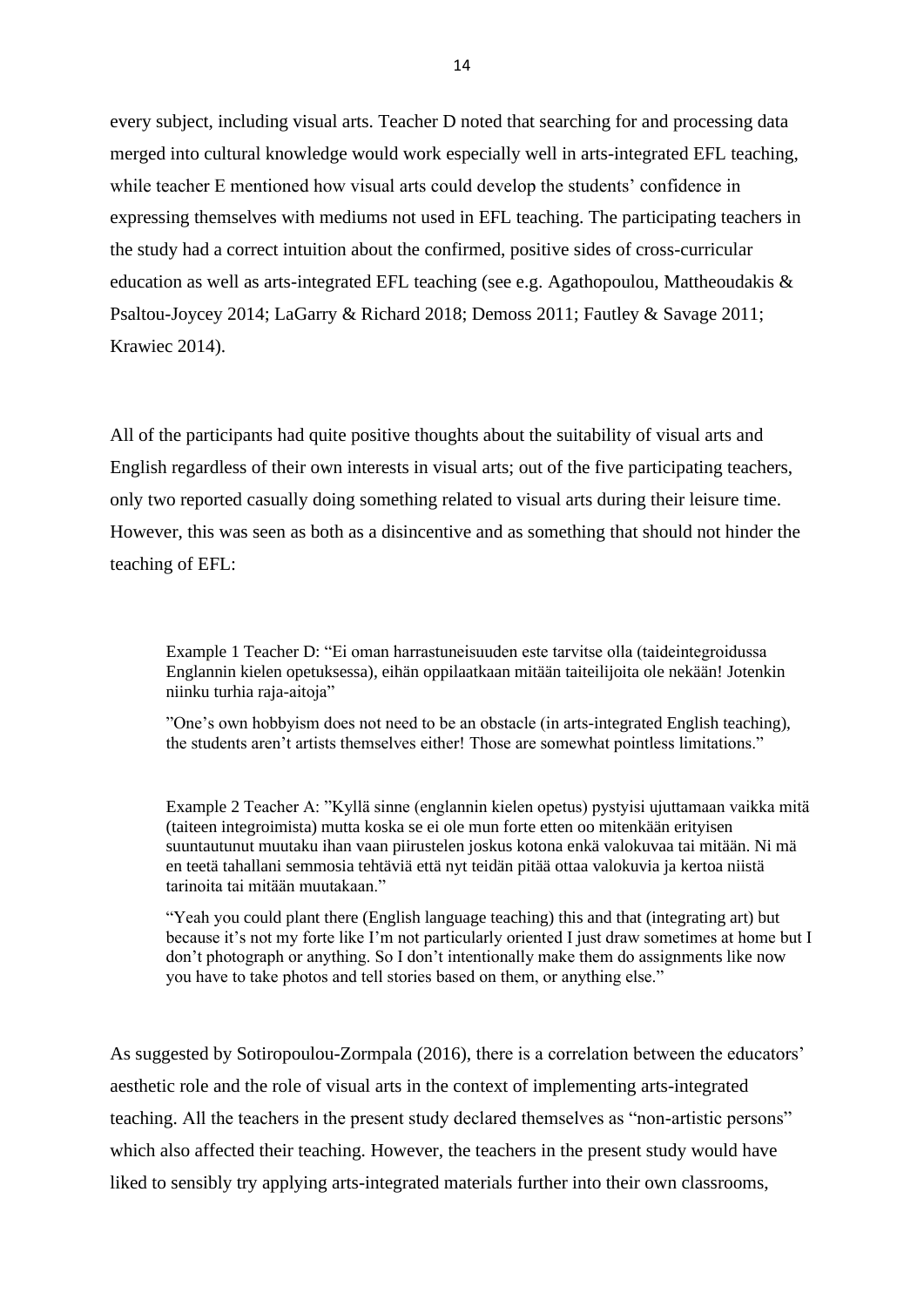every subject, including visual arts. Teacher D noted that searching for and processing data merged into cultural knowledge would work especially well in arts-integrated EFL teaching, while teacher E mentioned how visual arts could develop the students' confidence in expressing themselves with mediums not used in EFL teaching. The participating teachers in the study had a correct intuition about the confirmed, positive sides of cross-curricular education as well as arts-integrated EFL teaching (see e.g. Agathopoulou, Mattheoudakis & Psaltou-Joycey 2014; LaGarry & Richard 2018; Demoss 2011; Fautley & Savage 2011; Krawiec 2014).

All of the participants had quite positive thoughts about the suitability of visual arts and English regardless of their own interests in visual arts; out of the five participating teachers, only two reported casually doing something related to visual arts during their leisure time. However, this was seen as both as a disincentive and as something that should not hinder the teaching of EFL:

> Example 1 Teacher D: "Ei oman harrastuneisuuden este tarvitse olla (taideintegroidussa Englannin kielen opetuksessa), eihän oppilaatkaan mitään taiteilijoita ole nekään! Jotenkin niinku turhia raja-aitoja"
>
> "One's own hobbyism does not need to be an obstacle (in arts-integrated English teaching), the students aren't artists themselves either! Those are somewhat pointless limitations."

> Example 2 Teacher A: "Kyllä sinne (englannin kielen opetus) pystyisi ujuttamaan vaikka mitä (taiteen integroimista) mutta koska se ei ole mun forte etten oo mitenkään erityisen suuntautunut muutaku ihan vaan piirustelen joskus kotona enkä valokuvaa tai mitään. Ni mä en teetä tahallani semmosia tehtäviä että nyt teidän pitää ottaa valokuvia ja kertoa niistä tarinoita tai mitään muutakaan."
>
> "Yeah you could plant there (English language teaching) this and that (integrating art) but because it's not my forte like I'm not particularly oriented I just draw sometimes at home but I don't photograph or anything. So I don't intentionally make them do assignments like now you have to take photos and tell stories based on them, or anything else."

As suggested by Sotiropoulou-Zormpala (2016), there is a correlation between the educators' aesthetic role and the role of visual arts in the context of implementing arts-integrated teaching. All the teachers in the present study declared themselves as "non-artistic persons" which also affected their teaching. However, the teachers in the present study would have liked to sensibly try applying arts-integrated materials further into their own classrooms,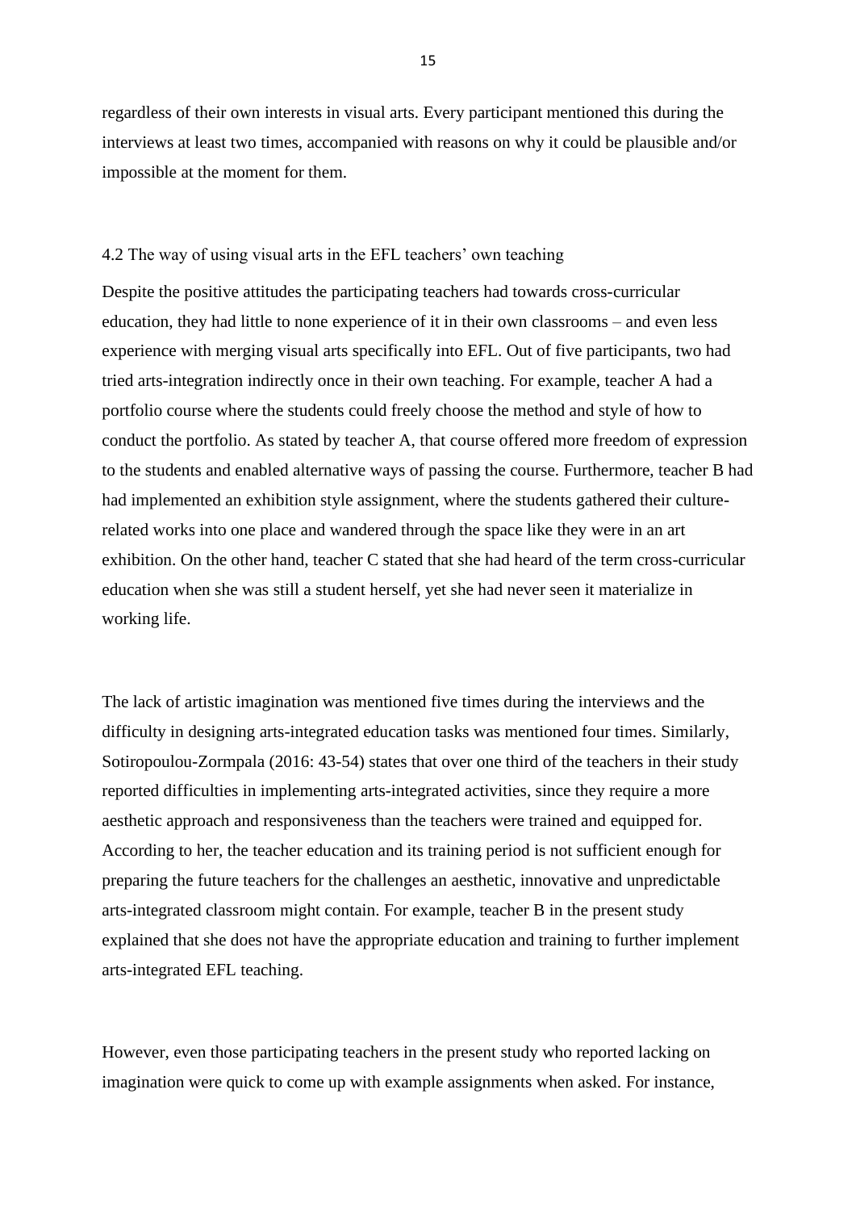regardless of their own interests in visual arts. Every participant mentioned this during the interviews at least two times, accompanied with reasons on why it could be plausible and/or impossible at the moment for them.

### 4.2 The way of using visual arts in the EFL teachers' own teaching

Despite the positive attitudes the participating teachers had towards cross-curricular education, they had little to none experience of it in their own classrooms – and even less experience with merging visual arts specifically into EFL. Out of five participants, two had tried arts-integration indirectly once in their own teaching. For example, teacher A had a portfolio course where the students could freely choose the method and style of how to conduct the portfolio. As stated by teacher A, that course offered more freedom of expression to the students and enabled alternative ways of passing the course. Furthermore, teacher B had had implemented an exhibition style assignment, where the students gathered their culture-related works into one place and wandered through the space like they were in an art exhibition. On the other hand, teacher C stated that she had heard of the term cross-curricular education when she was still a student herself, yet she had never seen it materialize in working life.

The lack of artistic imagination was mentioned five times during the interviews and the difficulty in designing arts-integrated education tasks was mentioned four times. Similarly, Sotiropoulou-Zormpala (2016: 43-54) states that over one third of the teachers in their study reported difficulties in implementing arts-integrated activities, since they require a more aesthetic approach and responsiveness than the teachers were trained and equipped for. According to her, the teacher education and its training period is not sufficient enough for preparing the future teachers for the challenges an aesthetic, innovative and unpredictable arts-integrated classroom might contain. For example, teacher B in the present study explained that she does not have the appropriate education and training to further implement arts-integrated EFL teaching.

However, even those participating teachers in the present study who reported lacking on imagination were quick to come up with example assignments when asked. For instance,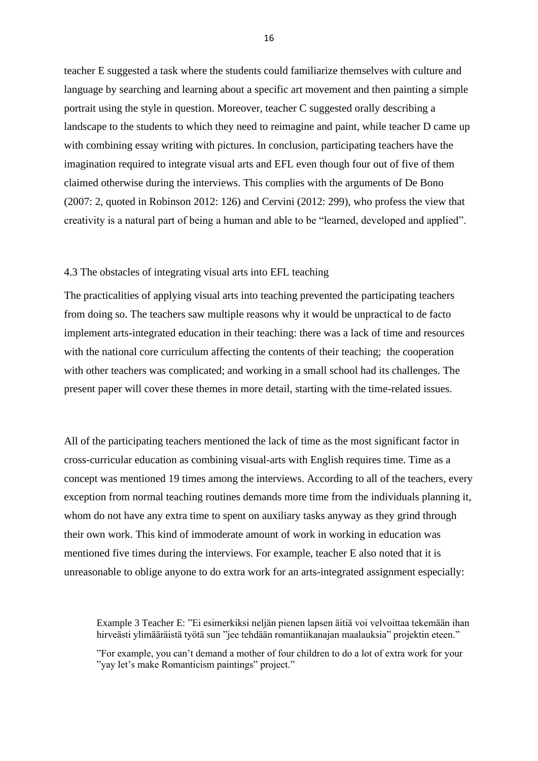teacher E suggested a task where the students could familiarize themselves with culture and language by searching and learning about a specific art movement and then painting a simple portrait using the style in question. Moreover, teacher C suggested orally describing a landscape to the students to which they need to reimagine and paint, while teacher D came up with combining essay writing with pictures. In conclusion, participating teachers have the imagination required to integrate visual arts and EFL even though four out of five of them claimed otherwise during the interviews. This complies with the arguments of De Bono (2007: 2, quoted in Robinson 2012: 126) and Cervini (2012: 299), who profess the view that creativity is a natural part of being a human and able to be "learned, developed and applied".

### 4.3 The obstacles of integrating visual arts into EFL teaching

The practicalities of applying visual arts into teaching prevented the participating teachers from doing so. The teachers saw multiple reasons why it would be unpractical to de facto implement arts-integrated education in their teaching: there was a lack of time and resources with the national core curriculum affecting the contents of their teaching;  the cooperation with other teachers was complicated; and working in a small school had its challenges. The present paper will cover these themes in more detail, starting with the time-related issues.

All of the participating teachers mentioned the lack of time as the most significant factor in cross-curricular education as combining visual-arts with English requires time. Time as a concept was mentioned 19 times among the interviews. According to all of the teachers, every exception from normal teaching routines demands more time from the individuals planning it, whom do not have any extra time to spent on auxiliary tasks anyway as they grind through their own work. This kind of immoderate amount of work in working in education was mentioned five times during the interviews. For example, teacher E also noted that it is unreasonable to oblige anyone to do extra work for an arts-integrated assignment especially:

> Example 3 Teacher E: ”Ei esimerkiksi neljän pienen lapsen äitiä voi velvoittaa tekemään ihan hirveästi ylimääräistä työtä sun ”jee tehdään romantiikanajan maalauksia” projektin eteen.”
>
> ”For example, you can't demand a mother of four children to do a lot of extra work for your ”yay let's make Romanticism paintings” project.”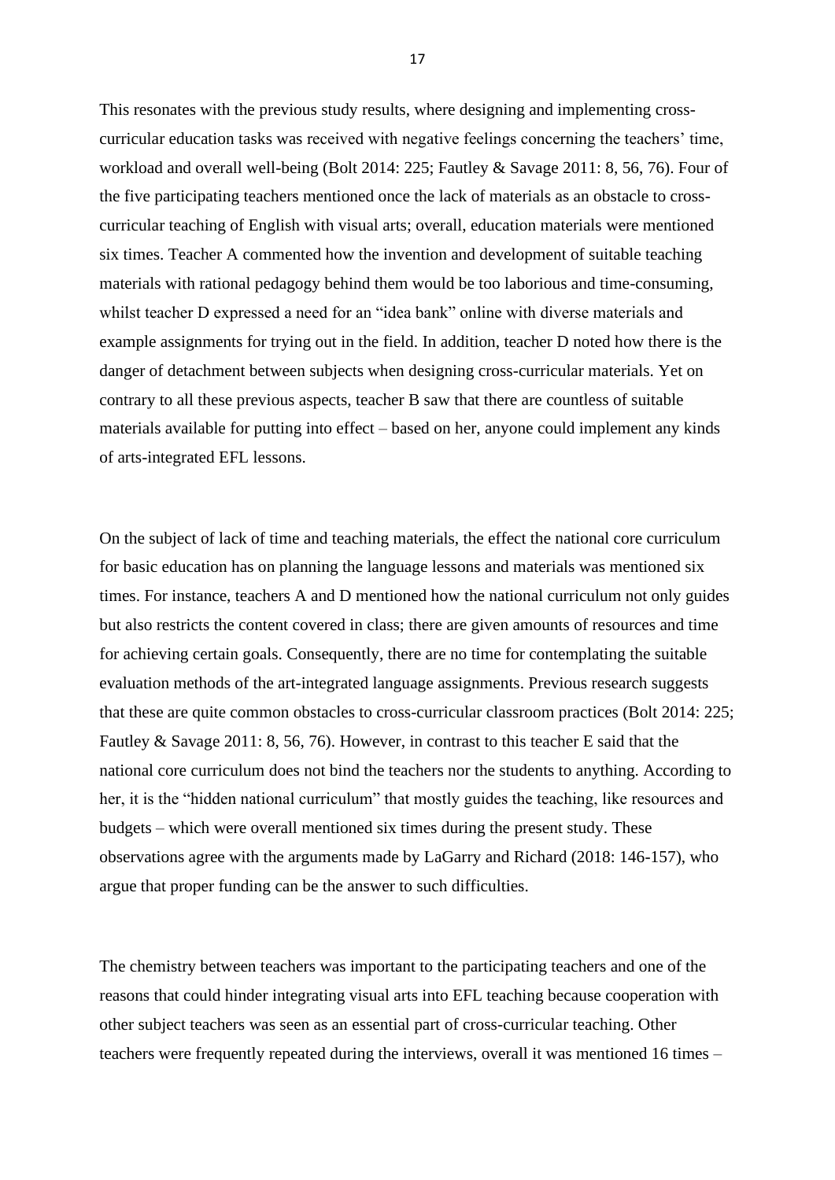This resonates with the previous study results, where designing and implementing cross-curricular education tasks was received with negative feelings concerning the teachers' time, workload and overall well-being (Bolt 2014: 225; Fautley & Savage 2011: 8, 56, 76). Four of the five participating teachers mentioned once the lack of materials as an obstacle to cross-curricular teaching of English with visual arts; overall, education materials were mentioned six times. Teacher A commented how the invention and development of suitable teaching materials with rational pedagogy behind them would be too laborious and time-consuming, whilst teacher D expressed a need for an "idea bank" online with diverse materials and example assignments for trying out in the field. In addition, teacher D noted how there is the danger of detachment between subjects when designing cross-curricular materials. Yet on contrary to all these previous aspects, teacher B saw that there are countless of suitable materials available for putting into effect – based on her, anyone could implement any kinds of arts-integrated EFL lessons.

On the subject of lack of time and teaching materials, the effect the national core curriculum for basic education has on planning the language lessons and materials was mentioned six times. For instance, teachers A and D mentioned how the national curriculum not only guides but also restricts the content covered in class; there are given amounts of resources and time for achieving certain goals. Consequently, there are no time for contemplating the suitable evaluation methods of the art-integrated language assignments. Previous research suggests that these are quite common obstacles to cross-curricular classroom practices (Bolt 2014: 225; Fautley & Savage 2011: 8, 56, 76). However, in contrast to this teacher E said that the national core curriculum does not bind the teachers nor the students to anything. According to her, it is the "hidden national curriculum" that mostly guides the teaching, like resources and budgets – which were overall mentioned six times during the present study. These observations agree with the arguments made by LaGarry and Richard (2018: 146-157), who argue that proper funding can be the answer to such difficulties.

The chemistry between teachers was important to the participating teachers and one of the reasons that could hinder integrating visual arts into EFL teaching because cooperation with other subject teachers was seen as an essential part of cross-curricular teaching. Other teachers were frequently repeated during the interviews, overall it was mentioned 16 times –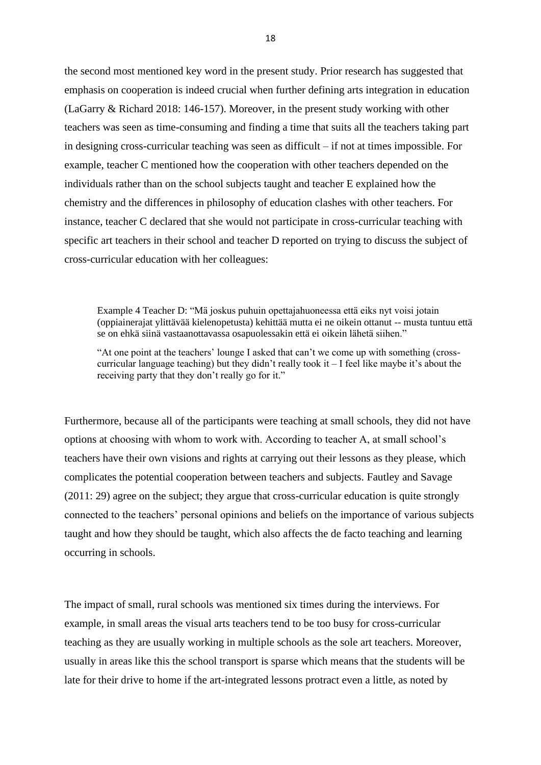the second most mentioned key word in the present study. Prior research has suggested that emphasis on cooperation is indeed crucial when further defining arts integration in education (LaGarry & Richard 2018: 146-157). Moreover, in the present study working with other teachers was seen as time-consuming and finding a time that suits all the teachers taking part in designing cross-curricular teaching was seen as difficult – if not at times impossible. For example, teacher C mentioned how the cooperation with other teachers depended on the individuals rather than on the school subjects taught and teacher E explained how the chemistry and the differences in philosophy of education clashes with other teachers. For instance, teacher C declared that she would not participate in cross-curricular teaching with specific art teachers in their school and teacher D reported on trying to discuss the subject of cross-curricular education with her colleagues:

> Example 4 Teacher D: "Mä joskus puhuin opettajahuoneessa että eiks nyt voisi jotain (oppiainerajat ylittävää kielenopetusta) kehittää mutta ei ne oikein ottanut -- musta tuntuu että se on ehkä siinä vastaanottavassa osapuolessakin että ei oikein lähetä siihen."
>
> "At one point at the teachers' lounge I asked that can't we come up with something (cross-curricular language teaching) but they didn't really took it – I feel like maybe it's about the receiving party that they don't really go for it."

Furthermore, because all of the participants were teaching at small schools, they did not have options at choosing with whom to work with. According to teacher A, at small school's teachers have their own visions and rights at carrying out their lessons as they please, which complicates the potential cooperation between teachers and subjects. Fautley and Savage (2011: 29) agree on the subject; they argue that cross-curricular education is quite strongly connected to the teachers' personal opinions and beliefs on the importance of various subjects taught and how they should be taught, which also affects the de facto teaching and learning occurring in schools.

The impact of small, rural schools was mentioned six times during the interviews. For example, in small areas the visual arts teachers tend to be too busy for cross-curricular teaching as they are usually working in multiple schools as the sole art teachers. Moreover, usually in areas like this the school transport is sparse which means that the students will be late for their drive to home if the art-integrated lessons protract even a little, as noted by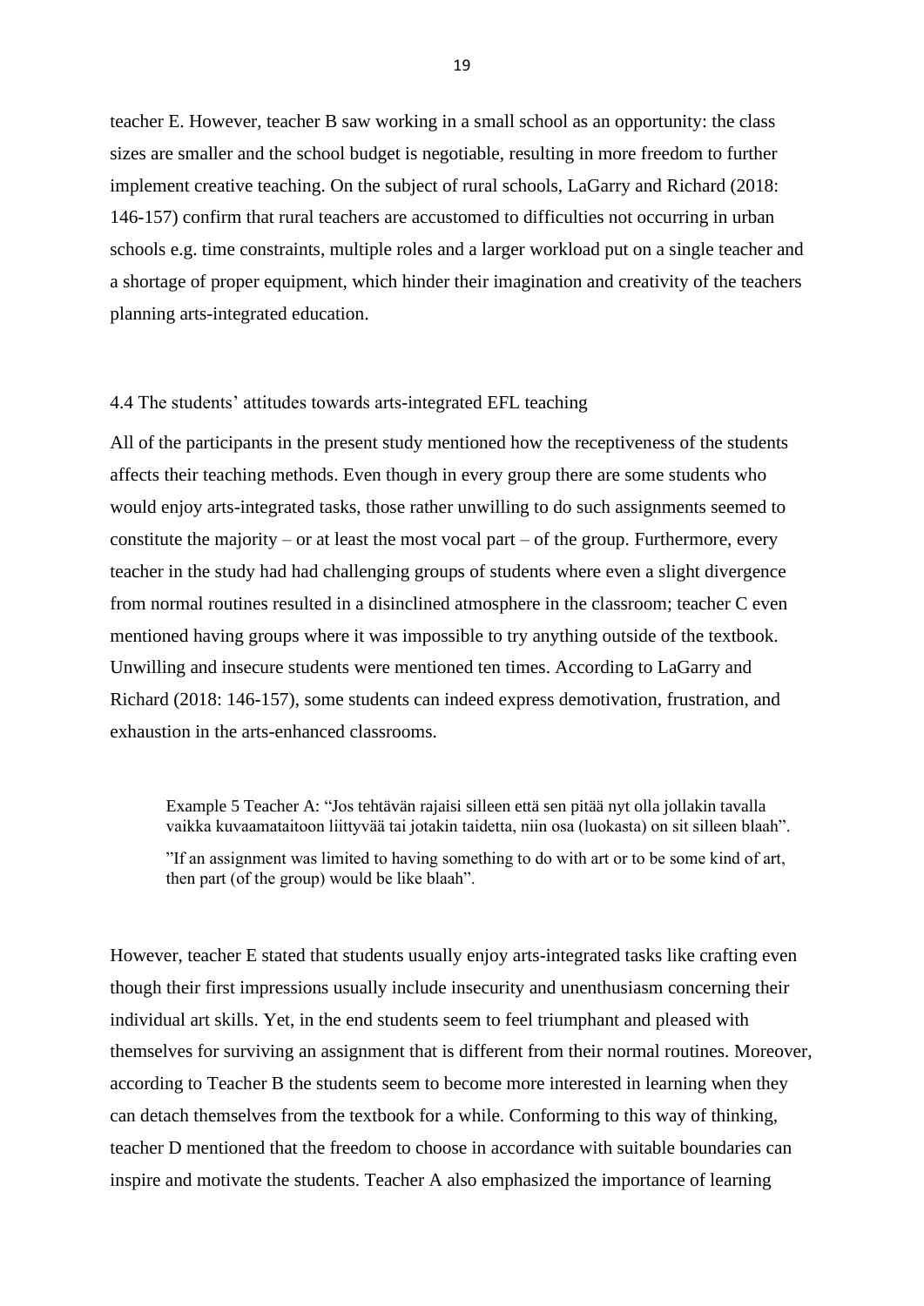teacher E. However, teacher B saw working in a small school as an opportunity: the class sizes are smaller and the school budget is negotiable, resulting in more freedom to further implement creative teaching. On the subject of rural schools, LaGarry and Richard (2018: 146-157) confirm that rural teachers are accustomed to difficulties not occurring in urban schools e.g. time constraints, multiple roles and a larger workload put on a single teacher and a shortage of proper equipment, which hinder their imagination and creativity of the teachers planning arts-integrated education.

### 4.4 The students' attitudes towards arts-integrated EFL teaching

All of the participants in the present study mentioned how the receptiveness of the students affects their teaching methods. Even though in every group there are some students who would enjoy arts-integrated tasks, those rather unwilling to do such assignments seemed to constitute the majority – or at least the most vocal part – of the group. Furthermore, every teacher in the study had had challenging groups of students where even a slight divergence from normal routines resulted in a disinclined atmosphere in the classroom; teacher C even mentioned having groups where it was impossible to try anything outside of the textbook. Unwilling and insecure students were mentioned ten times. According to LaGarry and Richard (2018: 146-157), some students can indeed express demotivation, frustration, and exhaustion in the arts-enhanced classrooms.

> Example 5 Teacher A: "Jos tehtävän rajaisi silleen että sen pitää nyt olla jollakin tavalla vaikka kuvaamataitoon liittyvää tai jotakin taidetta, niin osa (luokasta) on sit silleen blaah".
>
> "If an assignment was limited to having something to do with art or to be some kind of art, then part (of the group) would be like blaah".

However, teacher E stated that students usually enjoy arts-integrated tasks like crafting even though their first impressions usually include insecurity and unenthusiasm concerning their individual art skills. Yet, in the end students seem to feel triumphant and pleased with themselves for surviving an assignment that is different from their normal routines. Moreover, according to Teacher B the students seem to become more interested in learning when they can detach themselves from the textbook for a while. Conforming to this way of thinking, teacher D mentioned that the freedom to choose in accordance with suitable boundaries can inspire and motivate the students. Teacher A also emphasized the importance of learning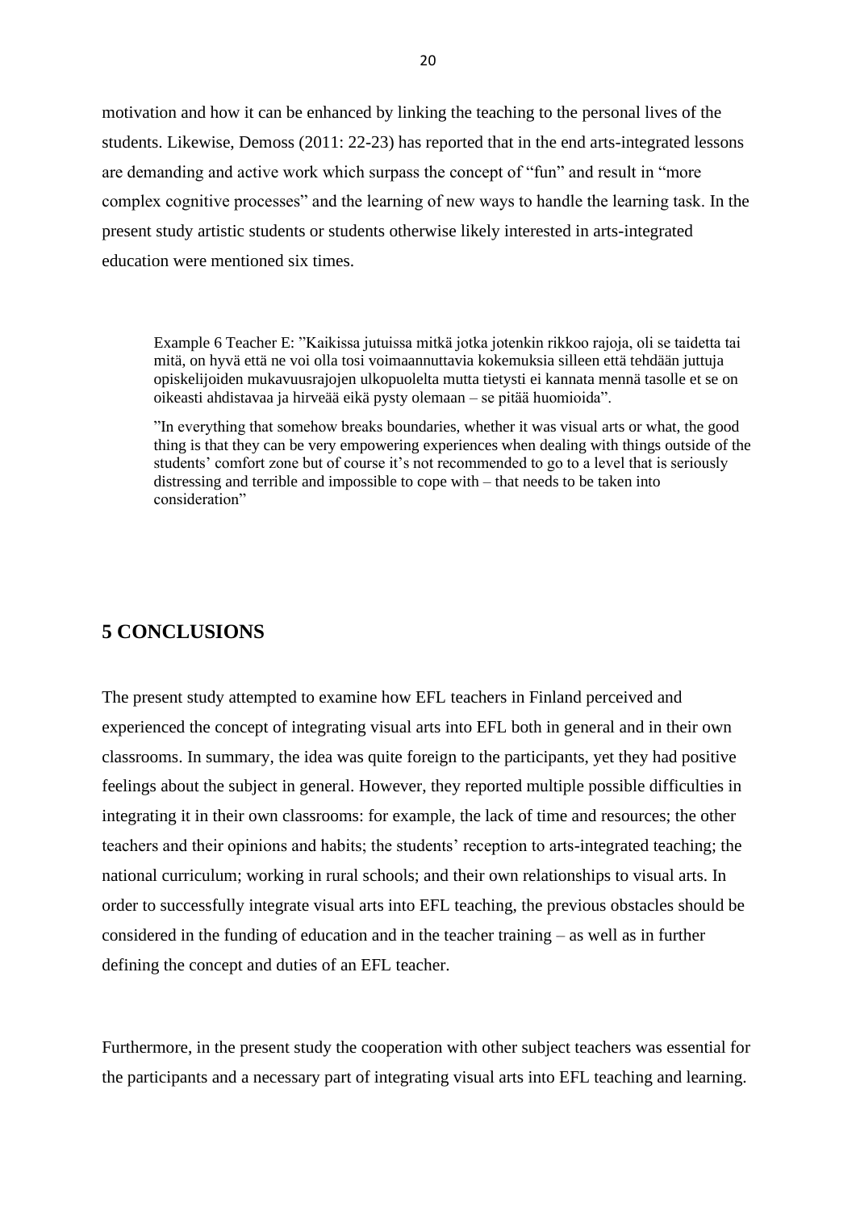motivation and how it can be enhanced by linking the teaching to the personal lives of the students. Likewise, Demoss (2011: 22-23) has reported that in the end arts-integrated lessons are demanding and active work which surpass the concept of "fun" and result in "more complex cognitive processes" and the learning of new ways to handle the learning task. In the present study artistic students or students otherwise likely interested in arts-integrated education were mentioned six times.

> Example 6 Teacher E: "Kaikissa jutuissa mitkä jotka jotenkin rikkoo rajoja, oli se taidetta tai mitä, on hyvä että ne voi olla tosi voimaannuttavia kokemuksia silleen että tehdään juttuja opiskelijoiden mukavuusrajojen ulkopuolelta mutta tietysti ei kannata mennä tasolle et se on oikeasti ahdistavaa ja hirveää eikä pysty olemaan – se pitää huomioida".
>
> "In everything that somehow breaks boundaries, whether it was visual arts or what, the good thing is that they can be very empowering experiences when dealing with things outside of the students' comfort zone but of course it's not recommended to go to a level that is seriously distressing and terrible and impossible to cope with – that needs to be taken into consideration"

# 5 CONCLUSIONS

The present study attempted to examine how EFL teachers in Finland perceived and experienced the concept of integrating visual arts into EFL both in general and in their own classrooms. In summary, the idea was quite foreign to the participants, yet they had positive feelings about the subject in general. However, they reported multiple possible difficulties in integrating it in their own classrooms: for example, the lack of time and resources; the other teachers and their opinions and habits; the students' reception to arts-integrated teaching; the national curriculum; working in rural schools; and their own relationships to visual arts. In order to successfully integrate visual arts into EFL teaching, the previous obstacles should be considered in the funding of education and in the teacher training – as well as in further defining the concept and duties of an EFL teacher.

Furthermore, in the present study the cooperation with other subject teachers was essential for the participants and a necessary part of integrating visual arts into EFL teaching and learning.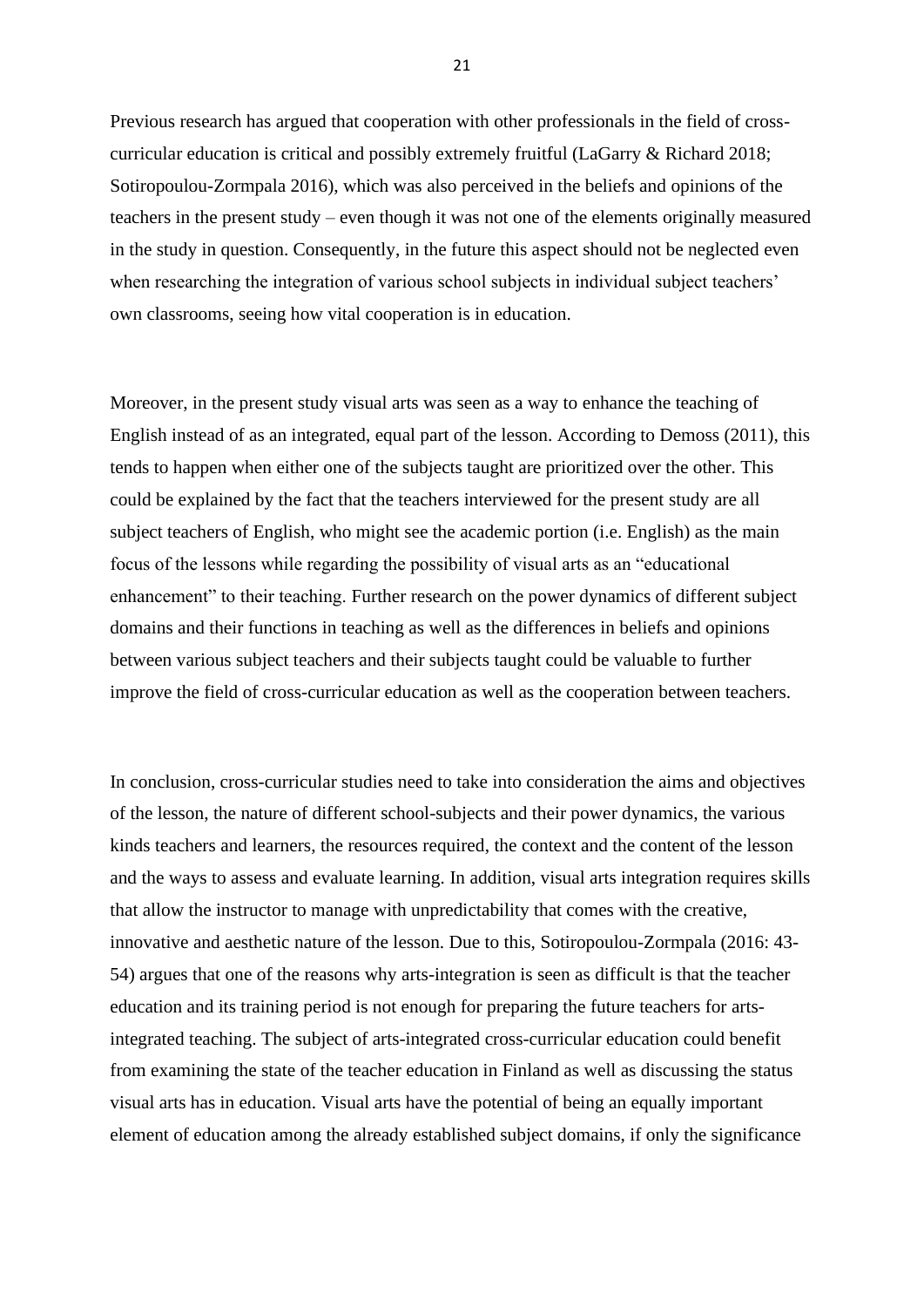Previous research has argued that cooperation with other professionals in the field of cross-curricular education is critical and possibly extremely fruitful (LaGarry & Richard 2018; Sotiropoulou-Zormpala 2016), which was also perceived in the beliefs and opinions of the teachers in the present study – even though it was not one of the elements originally measured in the study in question. Consequently, in the future this aspect should not be neglected even when researching the integration of various school subjects in individual subject teachers' own classrooms, seeing how vital cooperation is in education.

Moreover, in the present study visual arts was seen as a way to enhance the teaching of English instead of as an integrated, equal part of the lesson. According to Demoss (2011), this tends to happen when either one of the subjects taught are prioritized over the other. This could be explained by the fact that the teachers interviewed for the present study are all subject teachers of English, who might see the academic portion (i.e. English) as the main focus of the lessons while regarding the possibility of visual arts as an "educational enhancement" to their teaching. Further research on the power dynamics of different subject domains and their functions in teaching as well as the differences in beliefs and opinions between various subject teachers and their subjects taught could be valuable to further improve the field of cross-curricular education as well as the cooperation between teachers.

In conclusion, cross-curricular studies need to take into consideration the aims and objectives of the lesson, the nature of different school-subjects and their power dynamics, the various kinds teachers and learners, the resources required, the context and the content of the lesson and the ways to assess and evaluate learning. In addition, visual arts integration requires skills that allow the instructor to manage with unpredictability that comes with the creative, innovative and aesthetic nature of the lesson. Due to this, Sotiropoulou-Zormpala (2016: 43-54) argues that one of the reasons why arts-integration is seen as difficult is that the teacher education and its training period is not enough for preparing the future teachers for arts-integrated teaching. The subject of arts-integrated cross-curricular education could benefit from examining the state of the teacher education in Finland as well as discussing the status visual arts has in education. Visual arts have the potential of being an equally important element of education among the already established subject domains, if only the significance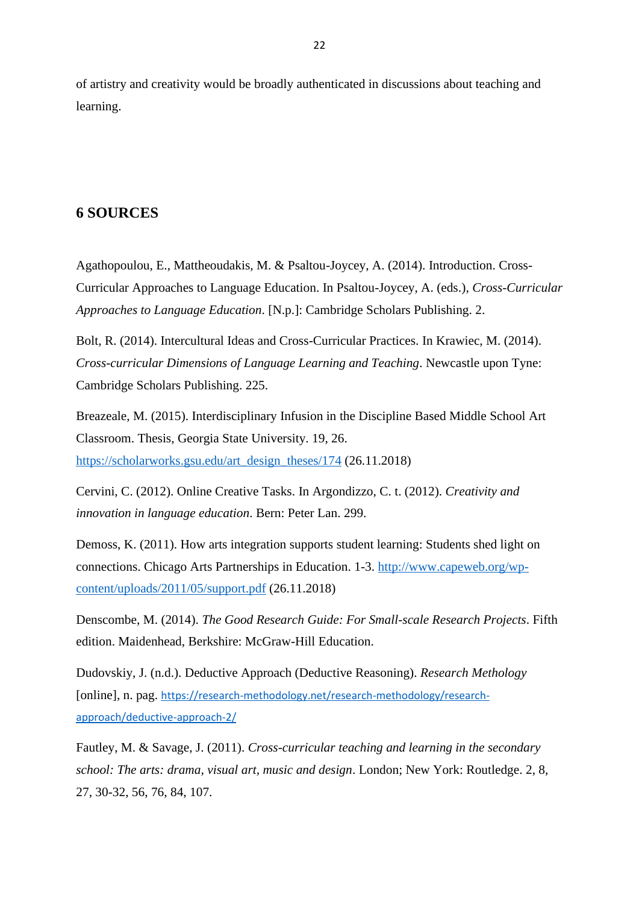of artistry and creativity would be broadly authenticated in discussions about teaching and learning.

## 6 SOURCES

Agathopoulou, E., Mattheoudakis, M. & Psaltou-Joycey, A. (2014). Introduction. Cross-Curricular Approaches to Language Education. In Psaltou-Joycey, A. (eds.), *Cross-Curricular Approaches to Language Education*. [N.p.]: Cambridge Scholars Publishing. 2.

Bolt, R. (2014). Intercultural Ideas and Cross-Curricular Practices. In Krawiec, M. (2014). *Cross-curricular Dimensions of Language Learning and Teaching*. Newcastle upon Tyne: Cambridge Scholars Publishing. 225.

Breazeale, M. (2015). Interdisciplinary Infusion in the Discipline Based Middle School Art Classroom. Thesis, Georgia State University. 19, 26. https://scholarworks.gsu.edu/art_design_theses/174 (26.11.2018)

Cervini, C. (2012). Online Creative Tasks. In Argondizzo, C. t. (2012). *Creativity and innovation in language education*. Bern: Peter Lan. 299.

Demoss, K. (2011). How arts integration supports student learning: Students shed light on connections. Chicago Arts Partnerships in Education. 1-3. http://www.capeweb.org/wp-content/uploads/2011/05/support.pdf (26.11.2018)

Denscombe, M. (2014). *The Good Research Guide: For Small-scale Research Projects*. Fifth edition. Maidenhead, Berkshire: McGraw-Hill Education.

Dudovskiy, J. (n.d.). Deductive Approach (Deductive Reasoning). *Research Methology* [online], n. pag. https://research-methodology.net/research-methodology/research-approach/deductive-approach-2/

Fautley, M. & Savage, J. (2011). *Cross-curricular teaching and learning in the secondary school: The arts: drama, visual art, music and design*. London; New York: Routledge. 2, 8, 27, 30-32, 56, 76, 84, 107.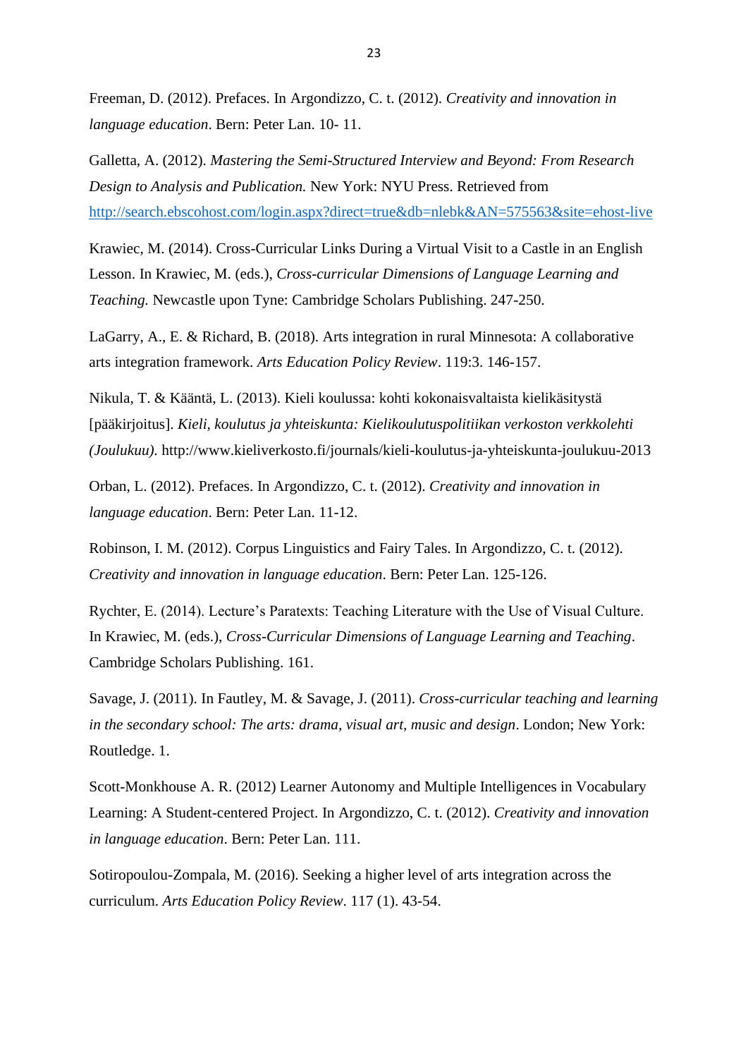Freeman, D. (2012). Prefaces. In Argondizzo, C. t. (2012). *Creativity and innovation in language education*. Bern: Peter Lan. 10- 11.

Galletta, A. (2012). *Mastering the Semi-Structured Interview and Beyond: From Research Design to Analysis and Publication.* New York: NYU Press. Retrieved from http://search.ebscohost.com/login.aspx?direct=true&db=nlebk&AN=575563&site=ehost-live

Krawiec, M. (2014). Cross-Curricular Links During a Virtual Visit to a Castle in an English Lesson. In Krawiec, M. (eds.), *Cross-curricular Dimensions of Language Learning and Teaching.* Newcastle upon Tyne: Cambridge Scholars Publishing. 247-250.

LaGarry, A., E. & Richard, B. (2018). Arts integration in rural Minnesota: A collaborative arts integration framework. *Arts Education Policy Review*. 119:3. 146-157.

Nikula, T. & Kääntä, L. (2013). Kieli koulussa: kohti kokonaisvaltaista kielikäsitystä [pääkirjoitus]. *Kieli, koulutus ja yhteiskunta: Kielikoulutuspolitiikan verkoston verkkolehti (Joulukuu).* http://www.kieliverkosto.fi/journals/kieli-koulutus-ja-yhteiskunta-joulukuu-2013

Orban, L. (2012). Prefaces. In Argondizzo, C. t. (2012). *Creativity and innovation in language education*. Bern: Peter Lan. 11-12.

Robinson, I. M. (2012). Corpus Linguistics and Fairy Tales. In Argondizzo, C. t. (2012). *Creativity and innovation in language education*. Bern: Peter Lan. 125-126.

Rychter, E. (2014). Lecture's Paratexts: Teaching Literature with the Use of Visual Culture. In Krawiec, M. (eds.), *Cross-Curricular Dimensions of Language Learning and Teaching*. Cambridge Scholars Publishing. 161.

Savage, J. (2011). In Fautley, M. & Savage, J. (2011). *Cross-curricular teaching and learning in the secondary school: The arts: drama, visual art, music and design*. London; New York: Routledge. 1.

Scott-Monkhouse A. R. (2012) Learner Autonomy and Multiple Intelligences in Vocabulary Learning: A Student-centered Project. In Argondizzo, C. t. (2012). *Creativity and innovation in language education*. Bern: Peter Lan. 111.

Sotiropoulou-Zompala, M. (2016). Seeking a higher level of arts integration across the curriculum. *Arts Education Policy Review*. 117 (1). 43-54.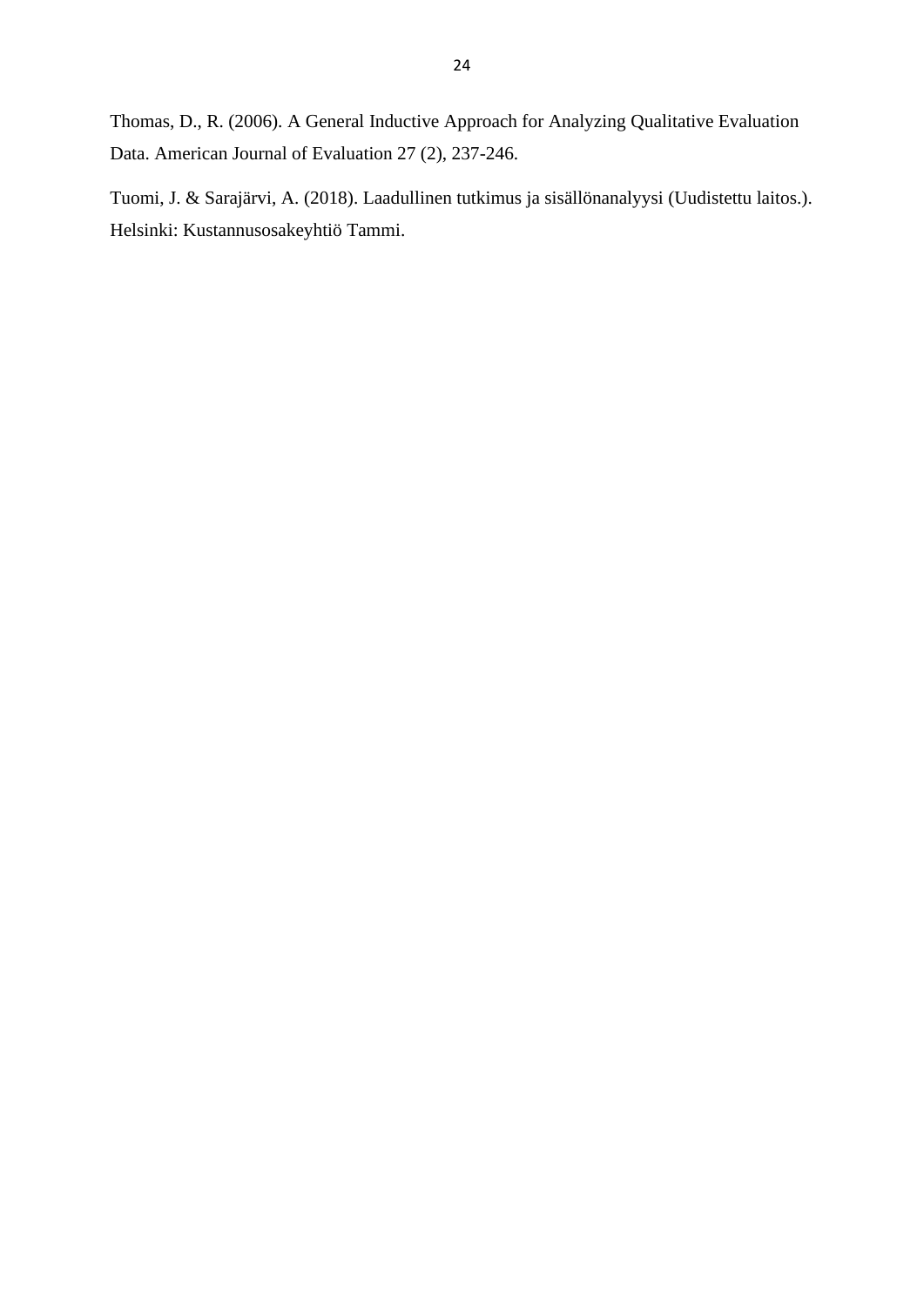Thomas, D., R. (2006). A General Inductive Approach for Analyzing Qualitative Evaluation Data. American Journal of Evaluation 27 (2), 237-246.

Tuomi, J. & Sarajärvi, A. (2018). Laadullinen tutkimus ja sisällönanalyysi (Uudistettu laitos.). Helsinki: Kustannusosakeyhtiö Tammi.